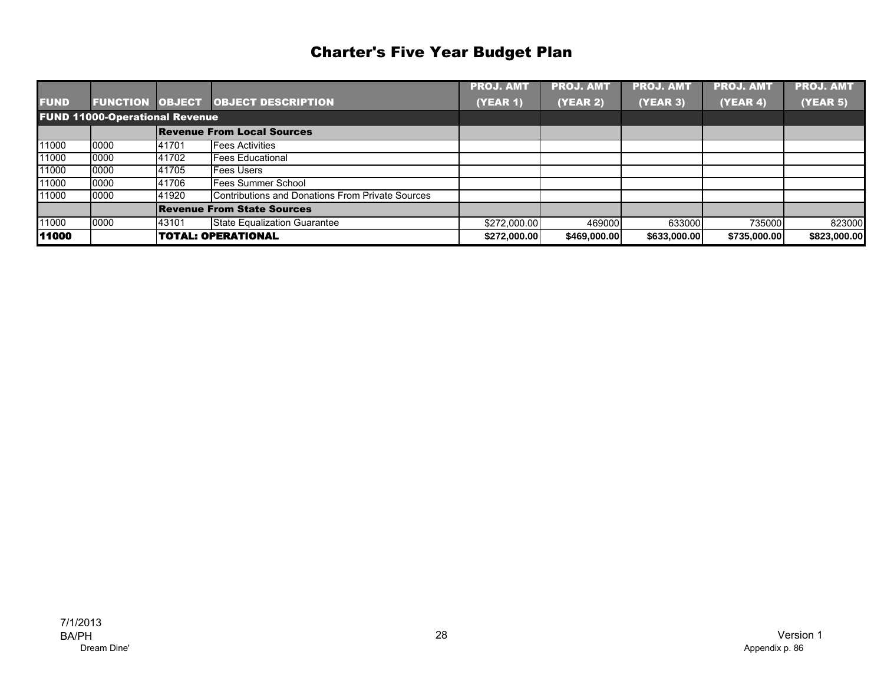# Charter's Five Year Budget Plan

| FUND | FUNCTION | OBJECT | OBJECT DESCRIPTION | PROJ. AMT (YEAR 1) | PROJ. AMT (YEAR 2) | PROJ. AMT (YEAR 3) | PROJ. AMT (YEAR 4) | PROJ. AMT (YEAR 5) |
|---|---|---|---|---|---|---|---|---|
| **FUND 11000-Operational Revenue** | | | | | | | | |
| | | **Revenue From Local Sources** | | | | | | |
| 11000 | 0000 | 41701 | Fees Activities | | | | | |
| 11000 | 0000 | 41702 | Fees Educational | | | | | |
| 11000 | 0000 | 41705 | Fees Users | | | | | |
| 11000 | 0000 | 41706 | Fees Summer School | | | | | |
| 11000 | 0000 | 41920 | Contributions and Donations From Private Sources | | | | | |
| | | **Revenue From State Sources** | | | | | | |
| 11000 | 0000 | 43101 | State Equalization Guarantee | $272,000.00 | 469000 | 633000 | 735000 | 823000 |
| **11000** | | **TOTAL: OPERATIONAL** | | **$272,000.00** | **$469,000.00** | **$633,000.00** | **$735,000.00** | **$823,000.00** |

7/1/2013
BA/PH
Dream Dine'

Version 1
Appendix p. 86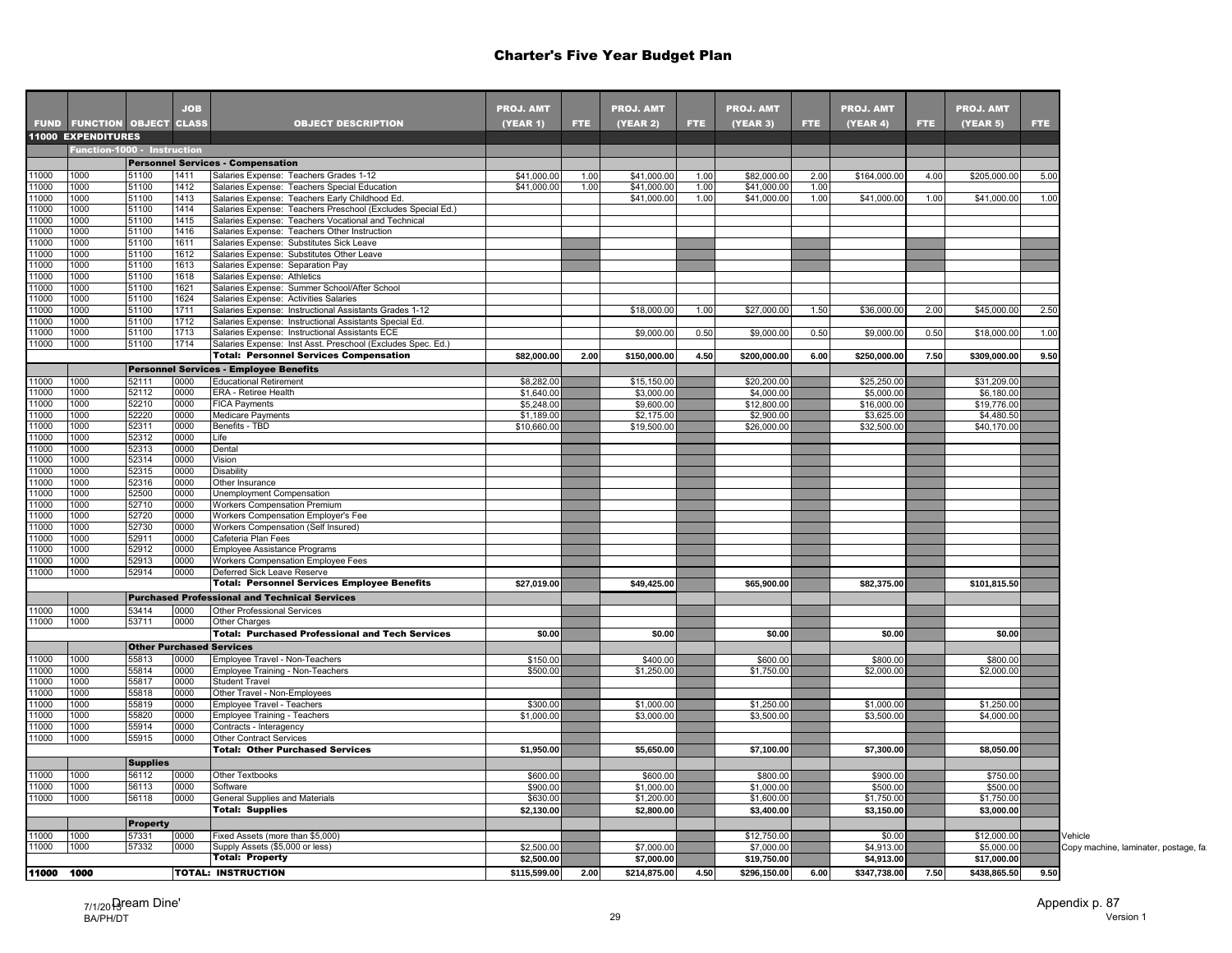# Charter's Five Year Budget Plan

| FUND | FUNCTION | OBJECT | JOB CLASS | OBJECT DESCRIPTION | PROJ. AMT (YEAR 1) | FTE | PROJ. AMT (YEAR 2) | FTE | PROJ. AMT (YEAR 3) | FTE | PROJ. AMT (YEAR 4) | FTE | PROJ. AMT (YEAR 5) | FTE | |
|---|---|---|---|---|---|---|---|---|---|---|---|---|---|---|---|
| **11000 EXPENDITURES** | | | | | | | | | | | | | | | |
| | **Function-1000 - Instruction** | | | | | | | | | | | | | | |
| | | **Personnel Services - Compensation** | | | | | | | | | | | | | |
| 11000 | 1000 | 51100 | 1411 | Salaries Expense: Teachers Grades 1-12 | $41,000.00 | 1.00 | $41,000.00 | 1.00 | $82,000.00 | 2.00 | $164,000.00 | 4.00 | $205,000.00 | 5.00 | |
| 11000 | 1000 | 51100 | 1412 | Salaries Expense: Teachers Special Education | $41,000.00 | 1.00 | $41,000.00 | 1.00 | $41,000.00 | 1.00 | | | | | |
| 11000 | 1000 | 51100 | 1413 | Salaries Expense: Teachers Early Childhood Ed. | | | $41,000.00 | 1.00 | $41,000.00 | 1.00 | $41,000.00 | 1.00 | $41,000.00 | 1.00 | |
| 11000 | 1000 | 51100 | 1414 | Salaries Expense: Teachers Preschool (Excludes Special Ed.) | | | | | | | | | | | |
| 11000 | 1000 | 51100 | 1415 | Salaries Expense: Teachers Vocational and Technical | | | | | | | | | | | |
| 11000 | 1000 | 51100 | 1416 | Salaries Expense: Teachers Other Instruction | | | | | | | | | | | |
| 11000 | 1000 | 51100 | 1611 | Salaries Expense: Substitutes Sick Leave | | | | | | | | | | | |
| 11000 | 1000 | 51100 | 1612 | Salaries Expense: Substitutes Other Leave | | | | | | | | | | | |
| 11000 | 1000 | 51100 | 1613 | Salaries Expense: Separation Pay | | | | | | | | | | | |
| 11000 | 1000 | 51100 | 1618 | Salaries Expense: Athletics | | | | | | | | | | | |
| 11000 | 1000 | 51100 | 1621 | Salaries Expense: Summer School/After School | | | | | | | | | | | |
| 11000 | 1000 | 51100 | 1624 | Salaries Expense: Activities Salaries | | | | | | | | | | | |
| 11000 | 1000 | 51100 | 1711 | Salaries Expense: Instructional Assistants Grades 1-12 | | | $18,000.00 | 1.00 | $27,000.00 | 1.50 | $36,000.00 | 2.00 | $45,000.00 | 2.50 | |
| 11000 | 1000 | 51100 | 1712 | Salaries Expense: Instructional Assistants Special Ed. | | | | | | | | | | | |
| 11000 | 1000 | 51100 | 1713 | Salaries Expense: Instructional Assistants ECE | | | $9,000.00 | 0.50 | $9,000.00 | 0.50 | $9,000.00 | 0.50 | $18,000.00 | 1.00 | |
| 11000 | 1000 | 51100 | 1714 | Salaries Expense: Inst Asst. Preschool (Excludes Spec. Ed.) | | | | | | | | | | | |
| | | | | **Total: Personnel Services Compensation** | **$82,000.00** | **2.00** | **$150,000.00** | **4.50** | **$200,000.00** | **6.00** | **$250,000.00** | **7.50** | **$309,000.00** | **9.50** | |
| | | **Personnel Services - Employee Benefits** | | | | | | | | | | | | | |
| 11000 | 1000 | 52111 | 0000 | Educational Retirement | $8,282.00 | | $15,150.00 | | $20,200.00 | | $25,250.00 | | $31,209.00 | | |
| 11000 | 1000 | 52112 | 0000 | ERA - Retiree Health | $1,640.00 | | $3,000.00 | | $4,000.00 | | $5,000.00 | | $6,180.00 | | |
| 11000 | 1000 | 52210 | 0000 | FICA Payments | $5,248.00 | | $9,600.00 | | $12,800.00 | | $16,000.00 | | $19,776.00 | | |
| 11000 | 1000 | 52220 | 0000 | Medicare Payments | $1,189.00 | | $2,175.00 | | $2,900.00 | | $3,625.00 | | $4,480.50 | | |
| 11000 | 1000 | 52311 | 0000 | Benefits - TBD | $10,660.00 | | $19,500.00 | | $26,000.00 | | $32,500.00 | | $40,170.00 | | |
| 11000 | 1000 | 52312 | 0000 | Life | | | | | | | | | | | |
| 11000 | 1000 | 52313 | 0000 | Dental | | | | | | | | | | | |
| 11000 | 1000 | 52314 | 0000 | Vision | | | | | | | | | | | |
| 11000 | 1000 | 52315 | 0000 | Disability | | | | | | | | | | | |
| 11000 | 1000 | 52316 | 0000 | Other Insurance | | | | | | | | | | | |
| 11000 | 1000 | 52500 | 0000 | Unemployment Compensation | | | | | | | | | | | |
| 11000 | 1000 | 52710 | 0000 | Workers Compensation Premium | | | | | | | | | | | |
| 11000 | 1000 | 52720 | 0000 | Workers Compensation Employer's Fee | | | | | | | | | | | |
| 11000 | 1000 | 52730 | 0000 | Workers Compensation (Self Insured) | | | | | | | | | | | |
| 11000 | 1000 | 52911 | 0000 | Cafeteria Plan Fees | | | | | | | | | | | |
| 11000 | 1000 | 52912 | 0000 | Employee Assistance Programs | | | | | | | | | | | |
| 11000 | 1000 | 52913 | 0000 | Workers Compensation Employee Fees | | | | | | | | | | | |
| 11000 | 1000 | 52914 | 0000 | Deferred Sick Leave Reserve | | | | | | | | | | | |
| | | | | **Total: Personnel Services Employee Benefits** | **$27,019.00** | | **$49,425.00** | | **$65,900.00** | | **$82,375.00** | | **$101,815.50** | | |
| | | **Purchased Professional and Technical Services** | | | | | | | | | | | | | |
| 11000 | 1000 | 53414 | 0000 | Other Professional Services | | | | | | | | | | | |
| 11000 | 1000 | 53711 | 0000 | Other Charges | | | | | | | | | | | |
| | | | | **Total: Purchased Professional and Tech Services** | **$0.00** | | **$0.00** | | **$0.00** | | **$0.00** | | **$0.00** | | |
| | | **Other Purchased Services** | | | | | | | | | | | | | |
| 11000 | 1000 | 55813 | 0000 | Employee Travel - Non-Teachers | $150.00 | | $400.00 | | $600.00 | | $800.00 | | $800.00 | | |
| 11000 | 1000 | 55814 | 0000 | Employee Training - Non-Teachers | $500.00 | | $1,250.00 | | $1,750.00 | | $2,000.00 | | $2,000.00 | | |
| 11000 | 1000 | 55817 | 0000 | Student Travel | | | | | | | | | | | |
| 11000 | 1000 | 55818 | 0000 | Other Travel - Non-Employees | | | | | | | | | | | |
| 11000 | 1000 | 55819 | 0000 | Employee Travel - Teachers | $300.00 | | $1,000.00 | | $1,250.00 | | $1,000.00 | | $1,250.00 | | |
| 11000 | 1000 | 55820 | 0000 | Employee Training - Teachers | $1,000.00 | | $3,000.00 | | $3,500.00 | | $3,500.00 | | $4,000.00 | | |
| 11000 | 1000 | 55914 | 0000 | Contracts - Interagency | | | | | | | | | | | |
| 11000 | 1000 | 55915 | 0000 | Other Contract Services | | | | | | | | | | | |
| | | | | **Total: Other Purchased Services** | **$1,950.00** | | **$5,650.00** | | **$7,100.00** | | **$7,300.00** | | **$8,050.00** | | |
| | | **Supplies** | | | | | | | | | | | | | |
| 11000 | 1000 | 56112 | 0000 | Other Textbooks | $600.00 | | $600.00 | | $800.00 | | $900.00 | | $750.00 | | |
| 11000 | 1000 | 56113 | 0000 | Software | $900.00 | | $1,000.00 | | $1,000.00 | | $500.00 | | $500.00 | | |
| 11000 | 1000 | 56118 | 0000 | General Supplies and Materials | $630.00 | | $1,200.00 | | $1,600.00 | | $1,750.00 | | $1,750.00 | | |
| | | | | **Total: Supplies** | **$2,130.00** | | **$2,800.00** | | **$3,400.00** | | **$3,150.00** | | **$3,000.00** | | |
| | | **Property** | | | | | | | | | | | | | |
| 11000 | 1000 | 57331 | 0000 | Fixed Assets (more than $5,000) | | | | | $12,750.00 | | $0.00 | | $12,000.00 | | Vehicle |
| 11000 | 1000 | 57332 | 0000 | Supply Assets ($5,000 or less) | $2,500.00 | | $7,000.00 | | $7,000.00 | | $4,913.00 | | $5,000.00 | | Copy machine, laminater, postage, fa |
| | | | | **Total: Property** | **$2,500.00** | | **$7,000.00** | | **$19,750.00** | | **$4,913.00** | | **$17,000.00** | | |
| **11000** | **1000** | | | **TOTAL: INSTRUCTION** | **$115,599.00** | **2.00** | **$214,875.00** | **4.50** | **$296,150.00** | **6.00** | **$347,738.00** | **7.50** | **$438,865.50** | **9.50** | |

7/1/2013 Dream Dine'
BA/PH/DT

Appendix p. 87
Version 1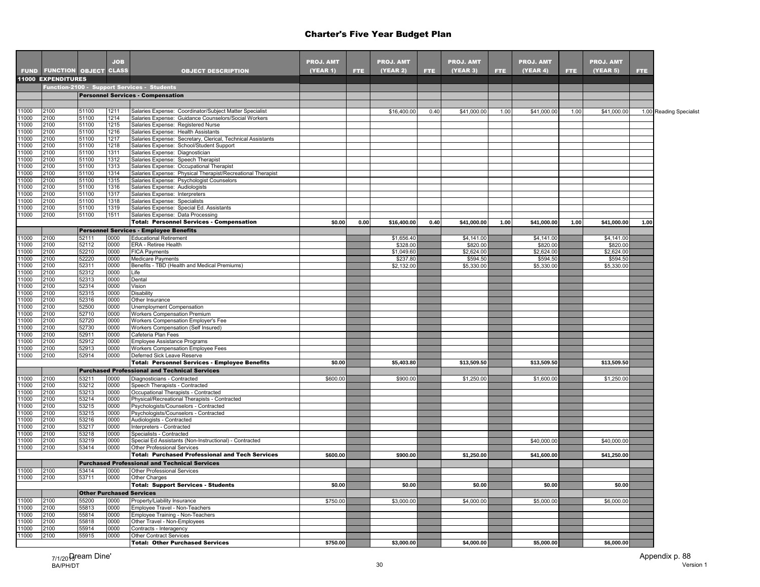# Charter's Five Year Budget Plan

| FUND | FUNCTION | OBJECT | JOB CLASS | OBJECT DESCRIPTION | PROJ. AMT (YEAR 1) | FTE | PROJ. AMT (YEAR 2) | FTE | PROJ. AMT (YEAR 3) | FTE | PROJ. AMT (YEAR 4) | FTE | PROJ. AMT (YEAR 5) | FTE | |
|---|---|---|---|---|---|---|---|---|---|---|---|---|---|---|---|
| **11000 EXPENDITURES** | | | | | | | | | | | | | | | |
| | **Function-2100 - Support Services - Students** | | | | | | | | | | | | | | |
| | | **Personnel Services - Compensation** | | | | | | | | | | | | | |
| 11000 | 2100 | 51100 | 1211 | Salaries Expense: Coordinator/Subject Matter Specialist | | | $16,400.00 | 0.40 | $41,000.00 | 1.00 | $41,000.00 | 1.00 | $41,000.00 | 1.00 | Reading Specialist |
| 11000 | 2100 | 51100 | 1214 | Salaries Expense: Guidance Counselors/Social Workers | | | | | | | | | | | |
| 11000 | 2100 | 51100 | 1215 | Salaries Expense: Registered Nurse | | | | | | | | | | | |
| 11000 | 2100 | 51100 | 1216 | Salaries Expense: Health Assistants | | | | | | | | | | | |
| 11000 | 2100 | 51100 | 1217 | Salaries Expense: Secretary, Clerical, Technical Assistants | | | | | | | | | | | |
| 11000 | 2100 | 51100 | 1218 | Salaries Expense: School/Student Support | | | | | | | | | | | |
| 11000 | 2100 | 51100 | 1311 | Salaries Expense: Diagnostician | | | | | | | | | | | |
| 11000 | 2100 | 51100 | 1312 | Salaries Expense: Speech Therapist | | | | | | | | | | | |
| 11000 | 2100 | 51100 | 1313 | Salaries Expense: Occupational Therapist | | | | | | | | | | | |
| 11000 | 2100 | 51100 | 1314 | Salaries Expense: Physical Therapist/Recreational Therapist | | | | | | | | | | | |
| 11000 | 2100 | 51100 | 1315 | Salaries Expense: Psychologist Counselors | | | | | | | | | | | |
| 11000 | 2100 | 51100 | 1316 | Salaries Expense: Audiologists | | | | | | | | | | | |
| 11000 | 2100 | 51100 | 1317 | Salaries Expense: Interpreters | | | | | | | | | | | |
| 11000 | 2100 | 51100 | 1318 | Salaries Expense: Specialists | | | | | | | | | | | |
| 11000 | 2100 | 51100 | 1319 | Salaries Expense: Special Ed. Assistants | | | | | | | | | | | |
| 11000 | 2100 | 51100 | 1511 | Salaries Expense: Data Processing | | | | | | | | | | | |
| | | | | **Total: Personnel Services - Compensation** | **$0.00** | **0.00** | **$16,400.00** | **0.40** | **$41,000.00** | **1.00** | **$41,000.00** | **1.00** | **$41,000.00** | **1.00** | |
| | | **Personnel Services - Employee Benefits** | | | | | | | | | | | | | |
| 11000 | 2100 | 52111 | 0000 | Educational Retirement | | | $1,656.40 | | $4,141.00 | | $4,141.00 | | $4,141.00 | | |
| 11000 | 2100 | 52112 | 0000 | ERA - Retiree Health | | | $328.00 | | $820.00 | | $820.00 | | $820.00 | | |
| 11000 | 2100 | 52210 | 0000 | FICA Payments | | | $1,049.60 | | $2,624.00 | | $2,624.00 | | $2,624.00 | | |
| 11000 | 2100 | 52220 | 0000 | Medicare Payments | | | $237.80 | | $594.50 | | $594.50 | | $594.50 | | |
| 11000 | 2100 | 52311 | 0000 | Benefits - TBD (Health and Medical Premiums) | | | $2,132.00 | | $5,330.00 | | $5,330.00 | | $5,330.00 | | |
| 11000 | 2100 | 52312 | 0000 | Life | | | | | | | | | | | |
| 11000 | 2100 | 52313 | 0000 | Dental | | | | | | | | | | | |
| 11000 | 2100 | 52314 | 0000 | Vision | | | | | | | | | | | |
| 11000 | 2100 | 52315 | 0000 | Disability | | | | | | | | | | | |
| 11000 | 2100 | 52316 | 0000 | Other Insurance | | | | | | | | | | | |
| 11000 | 2100 | 52500 | 0000 | Unemployment Compensation | | | | | | | | | | | |
| 11000 | 2100 | 52710 | 0000 | Workers Compensation Premium | | | | | | | | | | | |
| 11000 | 2100 | 52720 | 0000 | Workers Compensation Employer's Fee | | | | | | | | | | | |
| 11000 | 2100 | 52730 | 0000 | Workers Compensation (Self Insured) | | | | | | | | | | | |
| 11000 | 2100 | 52911 | 0000 | Cafeteria Plan Fees | | | | | | | | | | | |
| 11000 | 2100 | 52912 | 0000 | Employee Assistance Programs | | | | | | | | | | | |
| 11000 | 2100 | 52913 | 0000 | Workers Compensation Employee Fees | | | | | | | | | | | |
| 11000 | 2100 | 52914 | 0000 | Deferred Sick Leave Reserve | | | | | | | | | | | |
| | | | | **Total: Personnel Services - Employee Benefits** | **$0.00** | | **$5,403.80** | | **$13,509.50** | | **$13,509.50** | | **$13,509.50** | | |
| | | **Purchased Professional and Technical Services** | | | | | | | | | | | | | |
| 11000 | 2100 | 53211 | 0000 | Diagnosticians - Contracted | $600.00 | | $900.00 | | $1,250.00 | | $1,600.00 | | $1,250.00 | | |
| 11000 | 2100 | 53212 | 0000 | Speech Therapists - Contracted | | | | | | | | | | | |
| 11000 | 2100 | 53213 | 0000 | Occupational Therapists - Contracted | | | | | | | | | | | |
| 11000 | 2100 | 53214 | 0000 | Physical/Recreational Therapists - Contracted | | | | | | | | | | | |
| 11000 | 2100 | 53215 | 0000 | Psychologists/Counselors - Contracted | | | | | | | | | | | |
| 11000 | 2100 | 53215 | 0000 | Psychologists/Counselors - Contracted | | | | | | | | | | | |
| 11000 | 2100 | 53216 | 0000 | Audiologists - Contracted | | | | | | | | | | | |
| 11000 | 2100 | 53217 | 0000 | Interpreters - Contracted | | | | | | | | | | | |
| 11000 | 2100 | 53218 | 0000 | Specialists - Contracted | | | | | | | | | | | |
| 11000 | 2100 | 53219 | 0000 | Special Ed Assistants (Non-Instructional) - Contracted | | | | | | | $40,000.00 | | $40,000.00 | | |
| 11000 | 2100 | 53414 | 0000 | Other Professional Services | | | | | | | | | | | |
| | | | | **Total: Purchased Professional and Tech Services** | **$600.00** | | **$900.00** | | **$1,250.00** | | **$41,600.00** | | **$41,250.00** | | |
| | | **Purchased Professional and Technical Services** | | | | | | | | | | | | | |
| 11000 | 2100 | 53414 | 0000 | Other Professional Services | | | | | | | | | | | |
| 11000 | 2100 | 53711 | 0000 | Other Charges | | | | | | | | | | | |
| | | | | **Total: Support Services - Students** | **$0.00** | | **$0.00** | | **$0.00** | | **$0.00** | | **$0.00** | | |
| | | **Other Purchased Services** | | | | | | | | | | | | | |
| 11000 | 2100 | 55200 | 0000 | Property/Liability Insurance | $750.00 | | $3,000.00 | | $4,000.00 | | $5,000.00 | | $6,000.00 | | |
| 11000 | 2100 | 55813 | 0000 | Employee Travel - Non-Teachers | | | | | | | | | | | |
| 11000 | 2100 | 55814 | 0000 | Employee Training - Non-Teachers | | | | | | | | | | | |
| 11000 | 2100 | 55818 | 0000 | Other Travel - Non-Employees | | | | | | | | | | | |
| 11000 | 2100 | 55914 | 0000 | Contracts - Interagency | | | | | | | | | | | |
| 11000 | 2100 | 55915 | 0000 | Other Contract Services | | | | | | | | | | | |
| | | | | **Total: Other Purchased Services** | **$750.00** | | **$3,000.00** | | **$4,000.00** | | **$5,000.00** | | **$6,000.00** | | |

7/1/2013 Dream Dine'
BA/PH/DT

Appendix p. 88
Version 1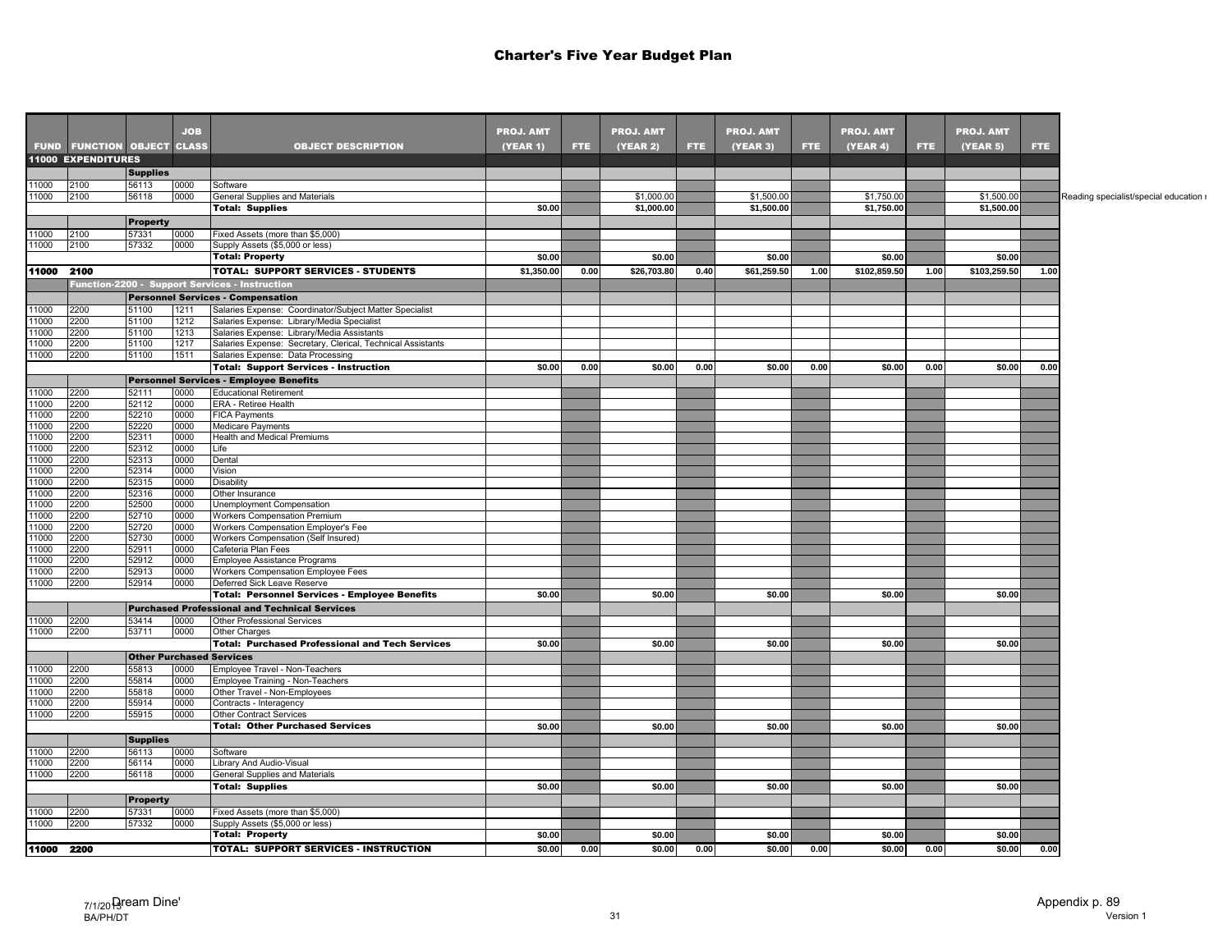# Charter's Five Year Budget Plan

| FUND | FUNCTION | OBJECT | JOB CLASS | OBJECT DESCRIPTION | PROJ. AMT (YEAR 1) | FTE | PROJ. AMT (YEAR 2) | FTE | PROJ. AMT (YEAR 3) | FTE | PROJ. AMT (YEAR 4) | FTE | PROJ. AMT (YEAR 5) | FTE |
|---|---|---|---|---|---|---|---|---|---|---|---|---|---|---|
| **11000 EXPENDITURES** | | | | | | | | | | | | | | |
| | | **Supplies** | | | | | | | | | | | | |
| 11000 | 2100 | 56113 | 0000 | Software | | | | | | | | | | |
| 11000 | 2100 | 56118 | 0000 | General Supplies and Materials | | | $1,000.00 | | $1,500.00 | | $1,750.00 | | $1,500.00 | |
| | | | | **Total: Supplies** | $0.00 | | $1,000.00 | | $1,500.00 | | $1,750.00 | | $1,500.00 | |
| | | **Property** | | | | | | | | | | | | |
| 11000 | 2100 | 57331 | 0000 | Fixed Assets (more than $5,000) | | | | | | | | | | |
| 11000 | 2100 | 57332 | 0000 | Supply Assets ($5,000 or less) | | | | | | | | | | |
| | | | | **Total: Property** | $0.00 | | $0.00 | | $0.00 | | $0.00 | | $0.00 | |
| **11000** | **2100** | | | **TOTAL: SUPPORT SERVICES - STUDENTS** | $1,350.00 | 0.00 | $26,703.80 | 0.40 | $61,259.50 | 1.00 | $102,859.50 | 1.00 | $103,259.50 | 1.00 |
| | **Function-2200 - Support Services - Instruction** | | | | | | | | | | | | | |
| | | **Personnel Services - Compensation** | | | | | | | | | | | | |
| 11000 | 2200 | 51100 | 1211 | Salaries Expense: Coordinator/Subject Matter Specialist | | | | | | | | | | |
| 11000 | 2200 | 51100 | 1212 | Salaries Expense: Library/Media Specialist | | | | | | | | | | |
| 11000 | 2200 | 51100 | 1213 | Salaries Expense: Library/Media Assistants | | | | | | | | | | |
| 11000 | 2200 | 51100 | 1217 | Salaries Expense: Secretary, Clerical, Technical Assistants | | | | | | | | | | |
| 11000 | 2200 | 51100 | 1511 | Salaries Expense: Data Processing | | | | | | | | | | |
| | | | | **Total: Support Services - Instruction** | $0.00 | 0.00 | $0.00 | 0.00 | $0.00 | 0.00 | $0.00 | 0.00 | $0.00 | 0.00 |
| | | **Personnel Services - Employee Benefits** | | | | | | | | | | | | |
| 11000 | 2200 | 52111 | 0000 | Educational Retirement | | | | | | | | | | |
| 11000 | 2200 | 52112 | 0000 | ERA - Retiree Health | | | | | | | | | | |
| 11000 | 2200 | 52210 | 0000 | FICA Payments | | | | | | | | | | |
| 11000 | 2200 | 52220 | 0000 | Medicare Payments | | | | | | | | | | |
| 11000 | 2200 | 52311 | 0000 | Health and Medical Premiums | | | | | | | | | | |
| 11000 | 2200 | 52312 | 0000 | Life | | | | | | | | | | |
| 11000 | 2200 | 52313 | 0000 | Dental | | | | | | | | | | |
| 11000 | 2200 | 52314 | 0000 | Vision | | | | | | | | | | |
| 11000 | 2200 | 52315 | 0000 | Disability | | | | | | | | | | |
| 11000 | 2200 | 52316 | 0000 | Other Insurance | | | | | | | | | | |
| 11000 | 2200 | 52500 | 0000 | Unemployment Compensation | | | | | | | | | | |
| 11000 | 2200 | 52710 | 0000 | Workers Compensation Premium | | | | | | | | | | |
| 11000 | 2200 | 52720 | 0000 | Workers Compensation Employer's Fee | | | | | | | | | | |
| 11000 | 2200 | 52730 | 0000 | Workers Compensation (Self Insured) | | | | | | | | | | |
| 11000 | 2200 | 52911 | 0000 | Cafeteria Plan Fees | | | | | | | | | | |
| 11000 | 2200 | 52912 | 0000 | Employee Assistance Programs | | | | | | | | | | |
| 11000 | 2200 | 52913 | 0000 | Workers Compensation Employee Fees | | | | | | | | | | |
| 11000 | 2200 | 52914 | 0000 | Deferred Sick Leave Reserve | | | | | | | | | | |
| | | | | **Total: Personnel Services - Employee Benefits** | $0.00 | | $0.00 | | $0.00 | | $0.00 | | $0.00 | |
| | | **Purchased Professional and Technical Services** | | | | | | | | | | | | |
| 11000 | 2200 | 53414 | 0000 | Other Professional Services | | | | | | | | | | |
| 11000 | 2200 | 53711 | 0000 | Other Charges | | | | | | | | | | |
| | | | | **Total: Purchased Professional and Tech Services** | $0.00 | | $0.00 | | $0.00 | | $0.00 | | $0.00 | |
| | | **Other Purchased Services** | | | | | | | | | | | | |
| 11000 | 2200 | 55813 | 0000 | Employee Travel - Non-Teachers | | | | | | | | | | |
| 11000 | 2200 | 55814 | 0000 | Employee Training - Non-Teachers | | | | | | | | | | |
| 11000 | 2200 | 55818 | 0000 | Other Travel - Non-Employees | | | | | | | | | | |
| 11000 | 2200 | 55914 | 0000 | Contracts - Interagency | | | | | | | | | | |
| 11000 | 2200 | 55915 | 0000 | Other Contract Services | | | | | | | | | | |
| | | | | **Total: Other Purchased Services** | $0.00 | | $0.00 | | $0.00 | | $0.00 | | $0.00 | |
| | | **Supplies** | | | | | | | | | | | | |
| 11000 | 2200 | 56113 | 0000 | Software | | | | | | | | | | |
| 11000 | 2200 | 56114 | 0000 | Library And Audio-Visual | | | | | | | | | | |
| 11000 | 2200 | 56118 | 0000 | General Supplies and Materials | | | | | | | | | | |
| | | | | **Total: Supplies** | $0.00 | | $0.00 | | $0.00 | | $0.00 | | $0.00 | |
| | | **Property** | | | | | | | | | | | | |
| 11000 | 2200 | 57331 | 0000 | Fixed Assets (more than $5,000) | | | | | | | | | | |
| 11000 | 2200 | 57332 | 0000 | Supply Assets ($5,000 or less) | | | | | | | | | | |
| | | | | **Total: Property** | $0.00 | | $0.00 | | $0.00 | | $0.00 | | $0.00 | |
| **11000** | **2200** | | | **TOTAL: SUPPORT SERVICES - INSTRUCTION** | $0.00 | 0.00 | $0.00 | 0.00 | $0.00 | 0.00 | $0.00 | 0.00 | $0.00 | 0.00 |

Reading specialist/special education r

7/1/2013 Dream Dine'
BA/PH/DT

Appendix p. 89
Version 1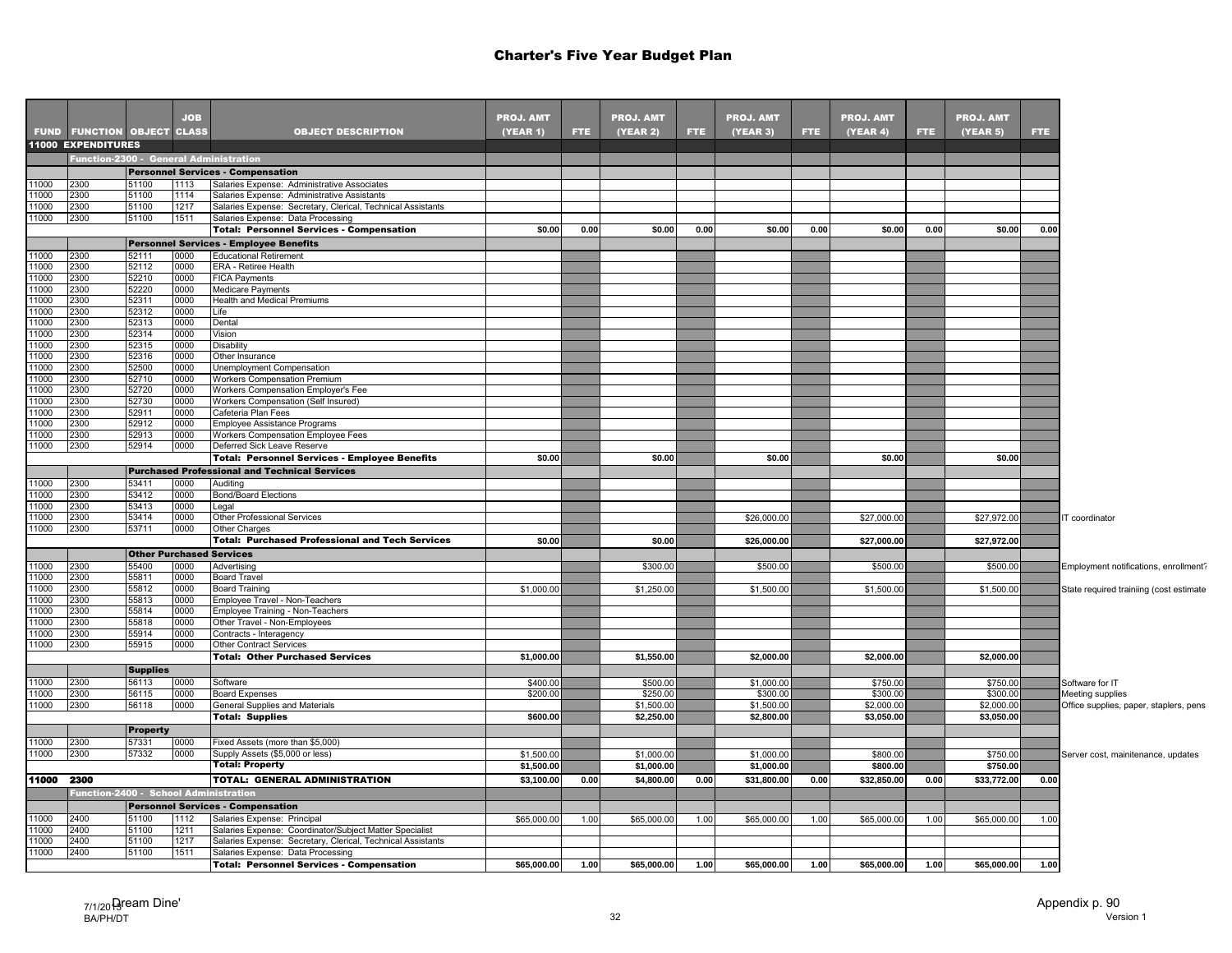# Charter's Five Year Budget Plan

| FUND | FUNCTION | OBJECT | JOB CLASS | OBJECT DESCRIPTION | PROJ. AMT (YEAR 1) | FTE | PROJ. AMT (YEAR 2) | FTE | PROJ. AMT (YEAR 3) | FTE | PROJ. AMT (YEAR 4) | FTE | PROJ. AMT (YEAR 5) | FTE | |
|---|---|---|---|---|---|---|---|---|---|---|---|---|---|---|---|
| **11000 EXPENDITURES** | | | | | | | | | | | | | | | |
| | **Function-2300 - General Administration** | | | | | | | | | | | | | | |
| | | **Personnel Services - Compensation** | | | | | | | | | | | | | |
| 11000 | 2300 | 51100 | 1113 | Salaries Expense: Administrative Associates | | | | | | | | | | | |
| 11000 | 2300 | 51100 | 1114 | Salaries Expense: Administrative Assistants | | | | | | | | | | | |
| 11000 | 2300 | 51100 | 1217 | Salaries Expense: Secretary, Clerical, Technical Assistants | | | | | | | | | | | |
| 11000 | 2300 | 51100 | 1511 | Salaries Expense: Data Processing | | | | | | | | | | | |
| | | | | **Total: Personnel Services - Compensation** | $0.00 | 0.00 | $0.00 | 0.00 | $0.00 | 0.00 | $0.00 | 0.00 | $0.00 | 0.00 | |
| | | **Personnel Services - Employee Benefits** | | | | | | | | | | | | | |
| 11000 | 2300 | 52111 | 0000 | Educational Retirement | | | | | | | | | | | |
| 11000 | 2300 | 52112 | 0000 | ERA - Retiree Health | | | | | | | | | | | |
| 11000 | 2300 | 52210 | 0000 | FICA Payments | | | | | | | | | | | |
| 11000 | 2300 | 52220 | 0000 | Medicare Payments | | | | | | | | | | | |
| 11000 | 2300 | 52311 | 0000 | Health and Medical Premiums | | | | | | | | | | | |
| 11000 | 2300 | 52312 | 0000 | Life | | | | | | | | | | | |
| 11000 | 2300 | 52313 | 0000 | Dental | | | | | | | | | | | |
| 11000 | 2300 | 52314 | 0000 | Vision | | | | | | | | | | | |
| 11000 | 2300 | 52315 | 0000 | Disability | | | | | | | | | | | |
| 11000 | 2300 | 52316 | 0000 | Other Insurance | | | | | | | | | | | |
| 11000 | 2300 | 52500 | 0000 | Unemployment Compensation | | | | | | | | | | | |
| 11000 | 2300 | 52710 | 0000 | Workers Compensation Premium | | | | | | | | | | | |
| 11000 | 2300 | 52720 | 0000 | Workers Compensation Employer's Fee | | | | | | | | | | | |
| 11000 | 2300 | 52730 | 0000 | Workers Compensation (Self Insured) | | | | | | | | | | | |
| 11000 | 2300 | 52911 | 0000 | Cafeteria Plan Fees | | | | | | | | | | | |
| 11000 | 2300 | 52912 | 0000 | Employee Assistance Programs | | | | | | | | | | | |
| 11000 | 2300 | 52913 | 0000 | Workers Compensation Employee Fees | | | | | | | | | | | |
| 11000 | 2300 | 52914 | 0000 | Deferred Sick Leave Reserve | | | | | | | | | | | |
| | | | | **Total: Personnel Services - Employee Benefits** | $0.00 | | $0.00 | | $0.00 | | $0.00 | | $0.00 | | |
| | | **Purchased Professional and Technical Services** | | | | | | | | | | | | | |
| 11000 | 2300 | 53411 | 0000 | Auditing | | | | | | | | | | | |
| 11000 | 2300 | 53412 | 0000 | Bond/Board Elections | | | | | | | | | | | |
| 11000 | 2300 | 53413 | 0000 | Legal | | | | | | | | | | | |
| 11000 | 2300 | 53414 | 0000 | Other Professional Services | | | | | $26,000.00 | | $27,000.00 | | $27,972.00 | | IT coordinator |
| 11000 | 2300 | 53711 | 0000 | Other Charges | | | | | | | | | | | |
| | | | | **Total: Purchased Professional and Tech Services** | $0.00 | | $0.00 | | $26,000.00 | | $27,000.00 | | $27,972.00 | | |
| | | **Other Purchased Services** | | | | | | | | | | | | | |
| 11000 | 2300 | 55400 | 0000 | Advertising | | | $300.00 | | $500.00 | | $500.00 | | $500.00 | | Employment notifications, enrollment? |
| 11000 | 2300 | 55811 | 0000 | Board Travel | | | | | | | | | | | |
| 11000 | 2300 | 55812 | 0000 | Board Training | $1,000.00 | | $1,250.00 | | $1,500.00 | | $1,500.00 | | $1,500.00 | | State required trainiing (cost estimate |
| 11000 | 2300 | 55813 | 0000 | Employee Travel - Non-Teachers | | | | | | | | | | | |
| 11000 | 2300 | 55814 | 0000 | Employee Training - Non-Teachers | | | | | | | | | | | |
| 11000 | 2300 | 55818 | 0000 | Other Travel - Non-Employees | | | | | | | | | | | |
| 11000 | 2300 | 55914 | 0000 | Contracts - Interagency | | | | | | | | | | | |
| 11000 | 2300 | 55915 | 0000 | Other Contract Services | | | | | | | | | | | |
| | | | | **Total: Other Purchased Services** | $1,000.00 | | $1,550.00 | | $2,000.00 | | $2,000.00 | | $2,000.00 | | |
| | | **Supplies** | | | | | | | | | | | | | |
| 11000 | 2300 | 56113 | 0000 | Software | $400.00 | | $500.00 | | $1,000.00 | | $750.00 | | $750.00 | | Software for IT |
| 11000 | 2300 | 56115 | 0000 | Board Expenses | $200.00 | | $250.00 | | $300.00 | | $300.00 | | $300.00 | | Meeting supplies |
| 11000 | 2300 | 56118 | 0000 | General Supplies and Materials | | | $1,500.00 | | $1,500.00 | | $2,000.00 | | $2,000.00 | | Office supplies, paper, staplers, pens |
| | | | | **Total: Supplies** | $600.00 | | $2,250.00 | | $2,800.00 | | $3,050.00 | | $3,050.00 | | |
| | | **Property** | | | | | | | | | | | | | |
| 11000 | 2300 | 57331 | 0000 | Fixed Assets (more than $5,000) | | | | | | | | | | | |
| 11000 | 2300 | 57332 | 0000 | Supply Assets ($5,000 or less) | $1,500.00 | | $1,000.00 | | $1,000.00 | | $800.00 | | $750.00 | | Server cost, mainitenance, updates |
| | | | | **Total: Property** | $1,500.00 | | $1,000.00 | | $1,000.00 | | $800.00 | | $750.00 | | |
| **11000** | **2300** | | | **TOTAL: GENERAL ADMINISTRATION** | $3,100.00 | 0.00 | $4,800.00 | 0.00 | $31,800.00 | 0.00 | $32,850.00 | 0.00 | $33,772.00 | 0.00 | |
| | **Function-2400 - School Administration** | | | | | | | | | | | | | | |
| | | **Personnel Services - Compensation** | | | | | | | | | | | | | |
| 11000 | 2400 | 51100 | 1112 | Salaries Expense: Principal | $65,000.00 | 1.00 | $65,000.00 | 1.00 | $65,000.00 | 1.00 | $65,000.00 | 1.00 | $65,000.00 | 1.00 | |
| 11000 | 2400 | 51100 | 1211 | Salaries Expense: Coordinator/Subject Matter Specialist | | | | | | | | | | | |
| 11000 | 2400 | 51100 | 1217 | Salaries Expense: Secretary, Clerical, Technical Assistants | | | | | | | | | | | |
| 11000 | 2400 | 51100 | 1511 | Salaries Expense: Data Processing | | | | | | | | | | | |
| | | | | **Total: Personnel Services - Compensation** | $65,000.00 | 1.00 | $65,000.00 | 1.00 | $65,000.00 | 1.00 | $65,000.00 | 1.00 | $65,000.00 | 1.00 | |

7/1/2013 Dream Dine'
BA/PH/DT

Appendix p. 90
Version 1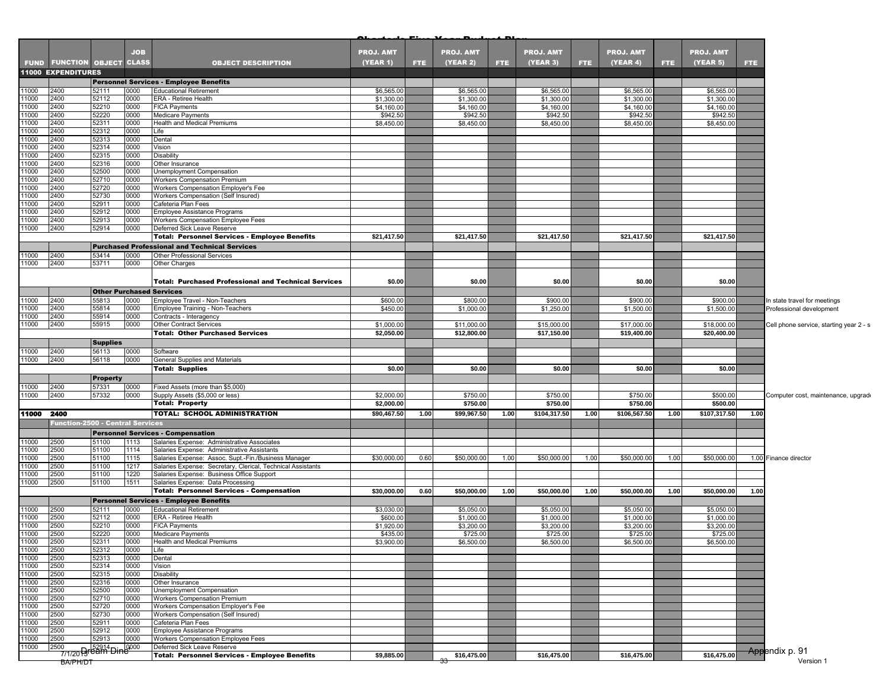# Charter's Five Year Budget Plan

| FUND | FUNCTION | OBJECT | JOB CLASS | OBJECT DESCRIPTION | PROJ. AMT (YEAR 1) | FTE | PROJ. AMT (YEAR 2) | FTE | PROJ. AMT (YEAR 3) | FTE | PROJ. AMT (YEAR 4) | FTE | PROJ. AMT (YEAR 5) | FTE | |
|---|---|---|---|---|---|---|---|---|---|---|---|---|---|---|---|
| **11000 EXPENDITURES** | | | | | | | | | | | | | | | |
| | | | | **Personnel Services - Employee Benefits** | | | | | | | | | | | |
| 11000 | 2400 | 52111 | 0000 | Educational Retirement | $6,565.00 | | $6,565.00 | | $6,565.00 | | $6,565.00 | | $6,565.00 | | |
| 11000 | 2400 | 52112 | 0000 | ERA - Retiree Health | $1,300.00 | | $1,300.00 | | $1,300.00 | | $1,300.00 | | $1,300.00 | | |
| 11000 | 2400 | 52210 | 0000 | FICA Payments | $4,160.00 | | $4,160.00 | | $4,160.00 | | $4,160.00 | | $4,160.00 | | |
| 11000 | 2400 | 52220 | 0000 | Medicare Payments | $942.50 | | $942.50 | | $942.50 | | $942.50 | | $942.50 | | |
| 11000 | 2400 | 52311 | 0000 | Health and Medical Premiums | $8,450.00 | | $8,450.00 | | $8,450.00 | | $8,450.00 | | $8,450.00 | | |
| 11000 | 2400 | 52312 | 0000 | Life | | | | | | | | | | | |
| 11000 | 2400 | 52313 | 0000 | Dental | | | | | | | | | | | |
| 11000 | 2400 | 52314 | 0000 | Vision | | | | | | | | | | | |
| 11000 | 2400 | 52315 | 0000 | Disability | | | | | | | | | | | |
| 11000 | 2400 | 52316 | 0000 | Other Insurance | | | | | | | | | | | |
| 11000 | 2400 | 52500 | 0000 | Unemployment Compensation | | | | | | | | | | | |
| 11000 | 2400 | 52710 | 0000 | Workers Compensation Premium | | | | | | | | | | | |
| 11000 | 2400 | 52720 | 0000 | Workers Compensation Employer's Fee | | | | | | | | | | | |
| 11000 | 2400 | 52730 | 0000 | Workers Compensation (Self Insured) | | | | | | | | | | | |
| 11000 | 2400 | 52911 | 0000 | Cafeteria Plan Fees | | | | | | | | | | | |
| 11000 | 2400 | 52912 | 0000 | Employee Assistance Programs | | | | | | | | | | | |
| 11000 | 2400 | 52913 | 0000 | Workers Compensation Employee Fees | | | | | | | | | | | |
| 11000 | 2400 | 52914 | 0000 | Deferred Sick Leave Reserve | | | | | | | | | | | |
| | | | | **Total: Personnel Services - Employee Benefits** | **$21,417.50** | | **$21,417.50** | | **$21,417.50** | | **$21,417.50** | | **$21,417.50** | | |
| | | | | **Purchased Professional and Technical Services** | | | | | | | | | | | |
| 11000 | 2400 | 53414 | 0000 | Other Professional Services | | | | | | | | | | | |
| 11000 | 2400 | 53711 | 0000 | Other Charges | | | | | | | | | | | |
| | | | | **Total: Purchased Professional and Technical Services** | **$0.00** | | **$0.00** | | **$0.00** | | **$0.00** | | **$0.00** | | |
| | | **Other Purchased Services** | | | | | | | | | | | | | |
| 11000 | 2400 | 55813 | 0000 | Employee Travel - Non-Teachers | $600.00 | | $800.00 | | $900.00 | | $900.00 | | $900.00 | | In state travel for meetings |
| 11000 | 2400 | 55814 | 0000 | Employee Training - Non-Teachers | $450.00 | | $1,000.00 | | $1,250.00 | | $1,500.00 | | $1,500.00 | | Professional development |
| 11000 | 2400 | 55914 | 0000 | Contracts - Interagency | | | | | | | | | | | |
| 11000 | 2400 | 55915 | 0000 | Other Contract Services | $1,000.00 | | $11,000.00 | | $15,000.00 | | $17,000.00 | | $18,000.00 | | Cell phone service, starting year 2 - s |
| | | | | **Total: Other Purchased Services** | **$2,050.00** | | **$12,800.00** | | **$17,150.00** | | **$19,400.00** | | **$20,400.00** | | |
| | | **Supplies** | | | | | | | | | | | | | |
| 11000 | 2400 | 56113 | 0000 | Software | | | | | | | | | | | |
| 11000 | 2400 | 56118 | 0000 | General Supplies and Materials | | | | | | | | | | | |
| | | | | **Total: Supplies** | **$0.00** | | **$0.00** | | **$0.00** | | **$0.00** | | **$0.00** | | |
| | | **Property** | | | | | | | | | | | | | |
| 11000 | 2400 | 57331 | 0000 | Fixed Assets (more than $5,000) | | | | | | | | | | | |
| 11000 | 2400 | 57332 | 0000 | Supply Assets ($5,000 or less) | $2,000.00 | | $750.00 | | $750.00 | | $750.00 | | $500.00 | | Computer cost, maintenance, upgrade |
| | | | | **Total: Property** | **$2,000.00** | | **$750.00** | | **$750.00** | | **$750.00** | | **$500.00** | | |
| **11000** | **2400** | | | **TOTAL: SCHOOL ADMINISTRATION** | **$90,467.50** | **1.00** | **$99,967.50** | **1.00** | **$104,317.50** | **1.00** | **$106,567.50** | **1.00** | **$107,317.50** | **1.00** | |
| **Function-2500 - Central Services** | | | | | | | | | | | | | | | |
| | | | | **Personnel Services - Compensation** | | | | | | | | | | | |
| 11000 | 2500 | 51100 | 1113 | Salaries Expense: Administrative Associates | | | | | | | | | | | |
| 11000 | 2500 | 51100 | 1114 | Salaries Expense: Administrative Assistants | | | | | | | | | | | |
| 11000 | 2500 | 51100 | 1115 | Salaries Expense: Assoc. Supt.-Fin./Business Manager | $30,000.00 | 0.60 | $50,000.00 | 1.00 | $50,000.00 | 1.00 | $50,000.00 | 1.00 | $50,000.00 | 1.00 | Finance director |
| 11000 | 2500 | 51100 | 1217 | Salaries Expense: Secretary, Clerical, Technical Assistants | | | | | | | | | | | |
| 11000 | 2500 | 51100 | 1220 | Salaries Expense: Business Office Support | | | | | | | | | | | |
| 11000 | 2500 | 51100 | 1511 | Salaries Expense: Data Processing | | | | | | | | | | | |
| | | | | **Total: Personnel Services - Compensation** | **$30,000.00** | **0.60** | **$50,000.00** | **1.00** | **$50,000.00** | **1.00** | **$50,000.00** | **1.00** | **$50,000.00** | **1.00** | |
| | | | | **Personnel Services - Employee Benefits** | | | | | | | | | | | |
| 11000 | 2500 | 52111 | 0000 | Educational Retirement | $3,030.00 | | $5,050.00 | | $5,050.00 | | $5,050.00 | | $5,050.00 | | |
| 11000 | 2500 | 52112 | 0000 | ERA - Retiree Health | $600.00 | | $1,000.00 | | $1,000.00 | | $1,000.00 | | $1,000.00 | | |
| 11000 | 2500 | 52210 | 0000 | FICA Payments | $1,920.00 | | $3,200.00 | | $3,200.00 | | $3,200.00 | | $3,200.00 | | |
| 11000 | 2500 | 52220 | 0000 | Medicare Payments | $435.00 | | $725.00 | | $725.00 | | $725.00 | | $725.00 | | |
| 11000 | 2500 | 52311 | 0000 | Health and Medical Premiums | $3,900.00 | | $6,500.00 | | $6,500.00 | | $6,500.00 | | $6,500.00 | | |
| 11000 | 2500 | 52312 | 0000 | Life | | | | | | | | | | | |
| 11000 | 2500 | 52313 | 0000 | Dental | | | | | | | | | | | |
| 11000 | 2500 | 52314 | 0000 | Vision | | | | | | | | | | | |
| 11000 | 2500 | 52315 | 0000 | Disability | | | | | | | | | | | |
| 11000 | 2500 | 52316 | 0000 | Other Insurance | | | | | | | | | | | |
| 11000 | 2500 | 52500 | 0000 | Unemployment Compensation | | | | | | | | | | | |
| 11000 | 2500 | 52710 | 0000 | Workers Compensation Premium | | | | | | | | | | | |
| 11000 | 2500 | 52720 | 0000 | Workers Compensation Employer's Fee | | | | | | | | | | | |
| 11000 | 2500 | 52730 | 0000 | Workers Compensation (Self Insured) | | | | | | | | | | | |
| 11000 | 2500 | 52911 | 0000 | Cafeteria Plan Fees | | | | | | | | | | | |
| 11000 | 2500 | 52912 | 0000 | Employee Assistance Programs | | | | | | | | | | | |
| 11000 | 2500 | 52913 | 0000 | Workers Compensation Employee Fees | | | | | | | | | | | |
| 11000 | 2500 | 52914 | 0000 | Deferred Sick Leave Reserve | | | | | | | | | | | |
| | | | | **Total: Personnel Services - Employee Benefits** | **$9,885.00** | | **$16,475.00** | | **$16,475.00** | | **$16,475.00** | | **$16,475.00** | | |

Appendix p. 91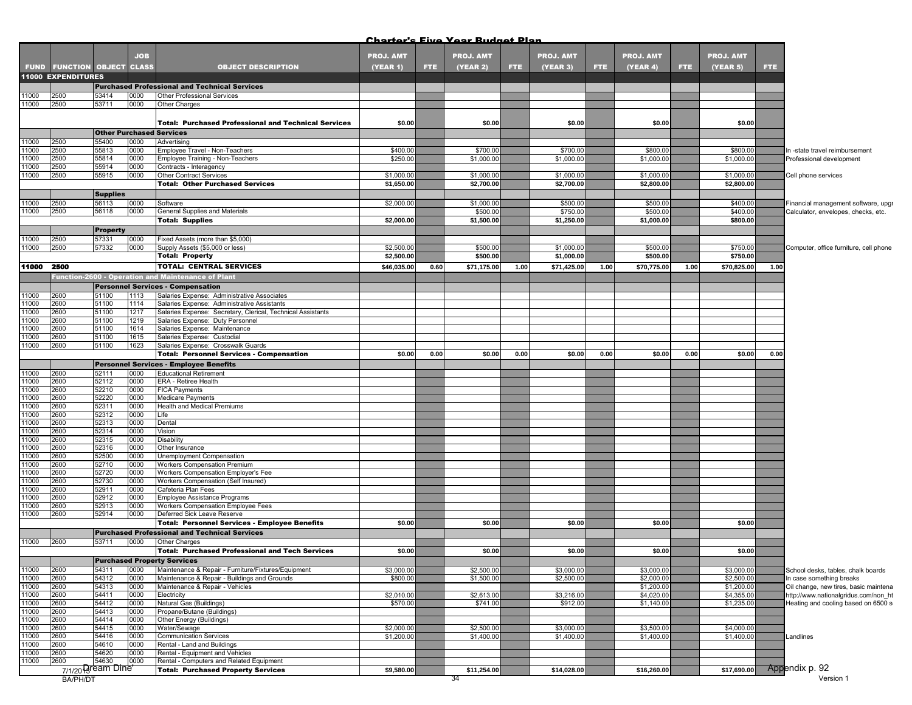## Charter's Five Year Budget Plan

| FUND | FUNCTION | OBJECT | JOB CLASS | OBJECT DESCRIPTION | PROJ. AMT (YEAR 1) | FTE | PROJ. AMT (YEAR 2) | FTE | PROJ. AMT (YEAR 3) | FTE | PROJ. AMT (YEAR 4) | FTE | PROJ. AMT (YEAR 5) | FTE | |
|---|---|---|---|---|---|---|---|---|---|---|---|---|---|---|---|
| **11000 EXPENDITURES** | | | | | | | | | | | | | | | |
| | | | | **Purchased Professional and Technical Services** | | | | | | | | | | | |
| 11000 | 2500 | 53414 | 0000 | Other Professional Services | | | | | | | | | | | |
| 11000 | 2500 | 53711 | 0000 | Other Charges | | | | | | | | | | | |
| | | | | **Total: Purchased Professional and Technical Services** | **$0.00** | | **$0.00** | | **$0.00** | | **$0.00** | | **$0.00** | | |
| | | **Other Purchased Services** | | | | | | | | | | | | | |
| 11000 | 2500 | 55400 | 0000 | Advertising | | | | | | | | | | | |
| 11000 | 2500 | 55813 | 0000 | Employee Travel - Non-Teachers | $400.00 | | $700.00 | | $700.00 | | $800.00 | | $800.00 | | In -state travel reimbursement |
| 11000 | 2500 | 55814 | 0000 | Employee Training - Non-Teachers | $250.00 | | $1,000.00 | | $1,000.00 | | $1,000.00 | | $1,000.00 | | Professional development |
| 11000 | 2500 | 55914 | 0000 | Contracts - Interagency | | | | | | | | | | | |
| 11000 | 2500 | 55915 | 0000 | Other Contract Services | $1,000.00 | | $1,000.00 | | $1,000.00 | | $1,000.00 | | $1,000.00 | | Cell phone services |
| | | | | **Total: Other Purchased Services** | **$1,650.00** | | **$2,700.00** | | **$2,700.00** | | **$2,800.00** | | **$2,800.00** | | |
| | | **Supplies** | | | | | | | | | | | | | |
| 11000 | 2500 | 56113 | 0000 | Software | $2,000.00 | | $1,000.00 | | $500.00 | | $500.00 | | $400.00 | | Financial management software, upgr |
| 11000 | 2500 | 56118 | 0000 | General Supplies and Materials | | | $500.00 | | $750.00 | | $500.00 | | $400.00 | | Calculator, envelopes, checks, etc. |
| | | | | **Total: Supplies** | **$2,000.00** | | **$1,500.00** | | **$1,250.00** | | **$1,000.00** | | **$800.00** | | |
| | | **Property** | | | | | | | | | | | | | |
| 11000 | 2500 | 57331 | 0000 | Fixed Assets (more than $5,000) | | | | | | | | | | | |
| 11000 | 2500 | 57332 | 0000 | Supply Assets ($5,000 or less) | $2,500.00 | | $500.00 | | $1,000.00 | | $500.00 | | $750.00 | | Computer, office furniture, cell phone |
| | | | | **Total: Property** | **$2,500.00** | | **$500.00** | | **$1,000.00** | | **$500.00** | | **$750.00** | | |
| **11000** | **2500** | | | **TOTAL: CENTRAL SERVICES** | **$46,035.00** | **0.60** | **$71,175.00** | **1.00** | **$71,425.00** | **1.00** | **$70,775.00** | **1.00** | **$70,825.00** | **1.00** | |
| | **Function-2600 - Operation and Maintenance of Plant** | | | | | | | | | | | | | | |
| | | | | **Personnel Services - Compensation** | | | | | | | | | | | |
| 11000 | 2600 | 51100 | 1113 | Salaries Expense: Administrative Associates | | | | | | | | | | | |
| 11000 | 2600 | 51100 | 1114 | Salaries Expense: Administrative Assistants | | | | | | | | | | | |
| 11000 | 2600 | 51100 | 1217 | Salaries Expense: Secretary, Clerical, Technical Assistants | | | | | | | | | | | |
| 11000 | 2600 | 51100 | 1219 | Salaries Expense: Duty Personnel | | | | | | | | | | | |
| 11000 | 2600 | 51100 | 1614 | Salaries Expense: Maintenance | | | | | | | | | | | |
| 11000 | 2600 | 51100 | 1615 | Salaries Expense: Custodial | | | | | | | | | | | |
| 11000 | 2600 | 51100 | 1623 | Salaries Expense: Crosswalk Guards | | | | | | | | | | | |
| | | | | **Total: Personnel Services - Compensation** | **$0.00** | **0.00** | **$0.00** | **0.00** | **$0.00** | **0.00** | **$0.00** | **0.00** | **$0.00** | **0.00** | |
| | | | | **Personnel Services - Employee Benefits** | | | | | | | | | | | |
| 11000 | 2600 | 52111 | 0000 | Educational Retirement | | | | | | | | | | | |
| 11000 | 2600 | 52112 | 0000 | ERA - Retiree Health | | | | | | | | | | | |
| 11000 | 2600 | 52210 | 0000 | FICA Payments | | | | | | | | | | | |
| 11000 | 2600 | 52220 | 0000 | Medicare Payments | | | | | | | | | | | |
| 11000 | 2600 | 52311 | 0000 | Health and Medical Premiums | | | | | | | | | | | |
| 11000 | 2600 | 52312 | 0000 | Life | | | | | | | | | | | |
| 11000 | 2600 | 52313 | 0000 | Dental | | | | | | | | | | | |
| 11000 | 2600 | 52314 | 0000 | Vision | | | | | | | | | | | |
| 11000 | 2600 | 52315 | 0000 | Disability | | | | | | | | | | | |
| 11000 | 2600 | 52316 | 0000 | Other Insurance | | | | | | | | | | | |
| 11000 | 2600 | 52500 | 0000 | Unemployment Compensation | | | | | | | | | | | |
| 11000 | 2600 | 52710 | 0000 | Workers Compensation Premium | | | | | | | | | | | |
| 11000 | 2600 | 52720 | 0000 | Workers Compensation Employer's Fee | | | | | | | | | | | |
| 11000 | 2600 | 52730 | 0000 | Workers Compensation (Self Insured) | | | | | | | | | | | |
| 11000 | 2600 | 52911 | 0000 | Cafeteria Plan Fees | | | | | | | | | | | |
| 11000 | 2600 | 52912 | 0000 | Employee Assistance Programs | | | | | | | | | | | |
| 11000 | 2600 | 52913 | 0000 | Workers Compensation Employee Fees | | | | | | | | | | | |
| 11000 | 2600 | 52914 | 0000 | Deferred Sick Leave Reserve | | | | | | | | | | | |
| | | | | **Total: Personnel Services - Employee Benefits** | **$0.00** | | **$0.00** | | **$0.00** | | **$0.00** | | **$0.00** | | |
| | | | | **Purchased Professional and Technical Services** | | | | | | | | | | | |
| 11000 | 2600 | 53711 | 0000 | Other Charges | | | | | | | | | | | |
| | | | | **Total: Purchased Professional and Tech Services** | **$0.00** | | **$0.00** | | **$0.00** | | **$0.00** | | **$0.00** | | |
| | | | | **Purchased Property Services** | | | | | | | | | | | |
| 11000 | 2600 | 54311 | 0000 | Maintenance & Repair - Furniture/Fixtures/Equipment | $3,000.00 | | $2,500.00 | | $3,000.00 | | $3,000.00 | | $3,000.00 | | School desks, tables, chalk boards |
| 11000 | 2600 | 54312 | 0000 | Maintenance & Repair - Buildings and Grounds | $800.00 | | $1,500.00 | | $2,500.00 | | $2,000.00 | | $2,500.00 | | In case something breaks |
| 11000 | 2600 | 54313 | 0000 | Maintenance & Repair - Vehicles | | | | | | | $1,200.00 | | $1,200.00 | | Oil change, new tires, basic maintena |
| 11000 | 2600 | 54411 | 0000 | Electricity | $2,010.00 | | $2,613.00 | | $3,216.00 | | $4,020.00 | | $4,355.00 | | http://www.nationalgridus.com/non_ht |
| 11000 | 2600 | 54412 | 0000 | Natural Gas (Buildings) | $570.00 | | $741.00 | | $912.00 | | $1,140.00 | | $1,235.00 | | Heating and cooling based on 6500 s |
| 11000 | 2600 | 54413 | 0000 | Propane/Butane (Buildings) | | | | | | | | | | | |
| 11000 | 2600 | 54414 | 0000 | Other Energy (Buildings) | | | | | | | | | | | |
| 11000 | 2600 | 54415 | 0000 | Water/Sewage | $2,000.00 | | $2,500.00 | | $3,000.00 | | $3,500.00 | | $4,000.00 | | |
| 11000 | 2600 | 54416 | 0000 | Communication Services | $1,200.00 | | $1,400.00 | | $1,400.00 | | $1,400.00 | | $1,400.00 | | Landlines |
| 11000 | 2600 | 54610 | 0000 | Rental - Land and Buildings | | | | | | | | | | | |
| 11000 | 2600 | 54620 | 0000 | Rental - Equipment and Vehicles | | | | | | | | | | | |
| 11000 | 2600 | 54630 | 0000 | Rental - Computers and Related Equipment | | | | | | | | | | | |
| | | | | **Total: Purchased Property Services** | **$9,580.00** | | **$11,254.00** | | **$14,028.00** | | **$16,260.00** | | **$17,690.00** | | |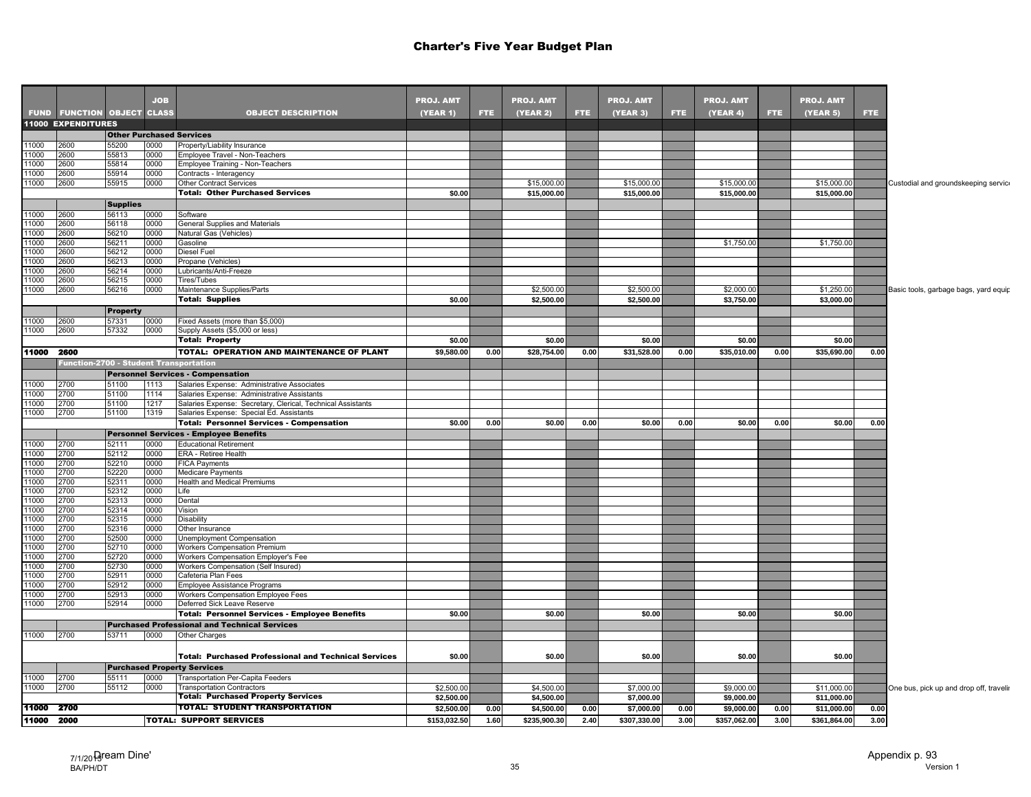# Charter's Five Year Budget Plan

| FUND | FUNCTION | OBJECT | JOB CLASS | OBJECT DESCRIPTION | PROJ. AMT (YEAR 1) | FTE | PROJ. AMT (YEAR 2) | FTE | PROJ. AMT (YEAR 3) | FTE | PROJ. AMT (YEAR 4) | FTE | PROJ. AMT (YEAR 5) | FTE | |
|---|---|---|---|---|---|---|---|---|---|---|---|---|---|---|---|
| **11000 EXPENDITURES** | | | | | | | | | | | | | | | |
| | | **Other Purchased Services** | | | | | | | | | | | | | |
| 11000 | 2600 | 55200 | 0000 | Property/Liability Insurance | | | | | | | | | | | |
| 11000 | 2600 | 55813 | 0000 | Employee Travel - Non-Teachers | | | | | | | | | | | |
| 11000 | 2600 | 55814 | 0000 | Employee Training - Non-Teachers | | | | | | | | | | | |
| 11000 | 2600 | 55914 | 0000 | Contracts - Interagency | | | | | | | | | | | |
| 11000 | 2600 | 55915 | 0000 | Other Contract Services | | | $15,000.00 | | $15,000.00 | | $15,000.00 | | $15,000.00 | | Custodial and groundskeeping servic |
| | | | | **Total: Other Purchased Services** | **$0.00** | | **$15,000.00** | | **$15,000.00** | | **$15,000.00** | | **$15,000.00** | | |
| | | **Supplies** | | | | | | | | | | | | | |
| 11000 | 2600 | 56113 | 0000 | Software | | | | | | | | | | | |
| 11000 | 2600 | 56118 | 0000 | General Supplies and Materials | | | | | | | | | | | |
| 11000 | 2600 | 56210 | 0000 | Natural Gas (Vehicles) | | | | | | | | | | | |
| 11000 | 2600 | 56211 | 0000 | Gasoline | | | | | | | $1,750.00 | | $1,750.00 | | |
| 11000 | 2600 | 56212 | 0000 | Diesel Fuel | | | | | | | | | | | |
| 11000 | 2600 | 56213 | 0000 | Propane (Vehicles) | | | | | | | | | | | |
| 11000 | 2600 | 56214 | 0000 | Lubricants/Anti-Freeze | | | | | | | | | | | |
| 11000 | 2600 | 56215 | 0000 | Tires/Tubes | | | | | | | | | | | |
| 11000 | 2600 | 56216 | 0000 | Maintenance Supplies/Parts | | | $2,500.00 | | $2,500.00 | | $2,000.00 | | $1,250.00 | | Basic tools, garbage bags, yard equip |
| | | | | **Total: Supplies** | **$0.00** | | **$2,500.00** | | **$2,500.00** | | **$3,750.00** | | **$3,000.00** | | |
| | | **Property** | | | | | | | | | | | | | |
| 11000 | 2600 | 57331 | 0000 | Fixed Assets (more than $5,000) | | | | | | | | | | | |
| 11000 | 2600 | 57332 | 0000 | Supply Assets ($5,000 or less) | | | | | | | | | | | |
| | | | | **Total: Property** | **$0.00** | | **$0.00** | | **$0.00** | | **$0.00** | | **$0.00** | | |
| **11000** | **2600** | | | **TOTAL: OPERATION AND MAINTENANCE OF PLANT** | **$9,580.00** | **0.00** | **$28,754.00** | **0.00** | **$31,528.00** | **0.00** | **$35,010.00** | **0.00** | **$35,690.00** | **0.00** | |
| **Function-2700 - Student Transportation** | | | | | | | | | | | | | | | |
| | | **Personnel Services - Compensation** | | | | | | | | | | | | | |
| 11000 | 2700 | 51100 | 1113 | Salaries Expense: Administrative Associates | | | | | | | | | | | |
| 11000 | 2700 | 51100 | 1114 | Salaries Expense: Administrative Assistants | | | | | | | | | | | |
| 11000 | 2700 | 51100 | 1217 | Salaries Expense: Secretary, Clerical, Technical Assistants | | | | | | | | | | | |
| 11000 | 2700 | 51100 | 1319 | Salaries Expense: Special Ed. Assistants | | | | | | | | | | | |
| | | | | **Total: Personnel Services - Compensation** | **$0.00** | **0.00** | **$0.00** | **0.00** | **$0.00** | **0.00** | **$0.00** | **0.00** | **$0.00** | **0.00** | |
| | | **Personnel Services - Employee Benefits** | | | | | | | | | | | | | |
| 11000 | 2700 | 52111 | 0000 | Educational Retirement | | | | | | | | | | | |
| 11000 | 2700 | 52112 | 0000 | ERA - Retiree Health | | | | | | | | | | | |
| 11000 | 2700 | 52210 | 0000 | FICA Payments | | | | | | | | | | | |
| 11000 | 2700 | 52220 | 0000 | Medicare Payments | | | | | | | | | | | |
| 11000 | 2700 | 52311 | 0000 | Health and Medical Premiums | | | | | | | | | | | |
| 11000 | 2700 | 52312 | 0000 | Life | | | | | | | | | | | |
| 11000 | 2700 | 52313 | 0000 | Dental | | | | | | | | | | | |
| 11000 | 2700 | 52314 | 0000 | Vision | | | | | | | | | | | |
| 11000 | 2700 | 52315 | 0000 | Disability | | | | | | | | | | | |
| 11000 | 2700 | 52316 | 0000 | Other Insurance | | | | | | | | | | | |
| 11000 | 2700 | 52500 | 0000 | Unemployment Compensation | | | | | | | | | | | |
| 11000 | 2700 | 52710 | 0000 | Workers Compensation Premium | | | | | | | | | | | |
| 11000 | 2700 | 52720 | 0000 | Workers Compensation Employer's Fee | | | | | | | | | | | |
| 11000 | 2700 | 52730 | 0000 | Workers Compensation (Self Insured) | | | | | | | | | | | |
| 11000 | 2700 | 52911 | 0000 | Cafeteria Plan Fees | | | | | | | | | | | |
| 11000 | 2700 | 52912 | 0000 | Employee Assistance Programs | | | | | | | | | | | |
| 11000 | 2700 | 52913 | 0000 | Workers Compensation Employee Fees | | | | | | | | | | | |
| 11000 | 2700 | 52914 | 0000 | Deferred Sick Leave Reserve | | | | | | | | | | | |
| | | | | **Total: Personnel Services - Employee Benefits** | **$0.00** | | **$0.00** | | **$0.00** | | **$0.00** | | **$0.00** | | |
| | | **Purchased Professional and Technical Services** | | | | | | | | | | | | | |
| 11000 | 2700 | 53711 | 0000 | Other Charges | | | | | | | | | | | |
| | | | | **Total: Purchased Professional and Technical Services** | **$0.00** | | **$0.00** | | **$0.00** | | **$0.00** | | **$0.00** | | |
| | | **Purchased Property Services** | | | | | | | | | | | | | |
| 11000 | 2700 | 55111 | 0000 | Transportation Per-Capita Feeders | | | | | | | | | | | |
| 11000 | 2700 | 55112 | 0000 | Transportation Contractors | $2,500.00 | | $4,500.00 | | $7,000.00 | | $9,000.00 | | $11,000.00 | | One bus, pick up and drop off, traveli |
| | | | | **Total: Purchased Property Services** | **$2,500.00** | | **$4,500.00** | | **$7,000.00** | | **$9,000.00** | | **$11,000.00** | | |
| **11000** | **2700** | | | **TOTAL: STUDENT TRANSPORTATION** | **$2,500.00** | **0.00** | **$4,500.00** | **0.00** | **$7,000.00** | **0.00** | **$9,000.00** | **0.00** | **$11,000.00** | **0.00** | |
| **11000** | **2000** | | | **TOTAL: SUPPORT SERVICES** | **$153,032.50** | **1.60** | **$235,900.30** | **2.40** | **$307,330.00** | **3.00** | **$357,062.00** | **3.00** | **$361,864.00** | **3.00** | |

7/1/2013 Dream Dine'
BA/PH/DT

Appendix p. 93
Version 1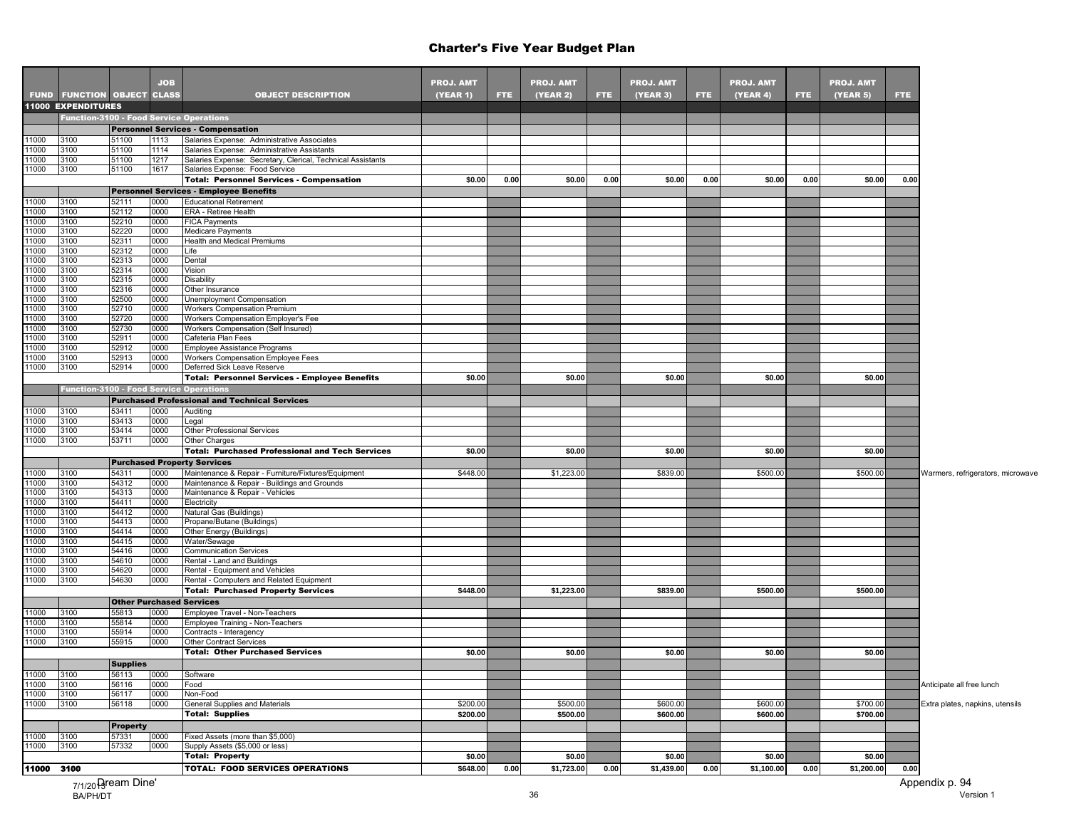# Charter's Five Year Budget Plan

| FUND | FUNCTION | OBJECT | JOB CLASS | OBJECT DESCRIPTION | PROJ. AMT (YEAR 1) | FTE | PROJ. AMT (YEAR 2) | FTE | PROJ. AMT (YEAR 3) | FTE | PROJ. AMT (YEAR 4) | FTE | PROJ. AMT (YEAR 5) | FTE | |
|---|---|---|---|---|---|---|---|---|---|---|---|---|---|---|---|
| **11000 EXPENDITURES** | | | | | | | | | | | | | | | |
| | **Function-3100 - Food Service Operations** | | | | | | | | | | | | | | |
| | | **Personnel Services - Compensation** | | | | | | | | | | | | | |
| 11000 | 3100 | 51100 | 1113 | Salaries Expense: Administrative Associates | | | | | | | | | | | |
| 11000 | 3100 | 51100 | 1114 | Salaries Expense: Administrative Assistants | | | | | | | | | | | |
| 11000 | 3100 | 51100 | 1217 | Salaries Expense: Secretary, Clerical, Technical Assistants | | | | | | | | | | | |
| 11000 | 3100 | 51100 | 1617 | Salaries Expense: Food Service | | | | | | | | | | | |
| | | | | **Total: Personnel Services - Compensation** | $0.00 | 0.00 | $0.00 | 0.00 | $0.00 | 0.00 | $0.00 | 0.00 | $0.00 | 0.00 | |
| | | **Personnel Services - Employee Benefits** | | | | | | | | | | | | | |
| 11000 | 3100 | 52111 | 0000 | Educational Retirement | | | | | | | | | | | |
| 11000 | 3100 | 52112 | 0000 | ERA - Retiree Health | | | | | | | | | | | |
| 11000 | 3100 | 52210 | 0000 | FICA Payments | | | | | | | | | | | |
| 11000 | 3100 | 52220 | 0000 | Medicare Payments | | | | | | | | | | | |
| 11000 | 3100 | 52311 | 0000 | Health and Medical Premiums | | | | | | | | | | | |
| 11000 | 3100 | 52312 | 0000 | Life | | | | | | | | | | | |
| 11000 | 3100 | 52313 | 0000 | Dental | | | | | | | | | | | |
| 11000 | 3100 | 52314 | 0000 | Vision | | | | | | | | | | | |
| 11000 | 3100 | 52315 | 0000 | Disability | | | | | | | | | | | |
| 11000 | 3100 | 52316 | 0000 | Other Insurance | | | | | | | | | | | |
| 11000 | 3100 | 52500 | 0000 | Unemployment Compensation | | | | | | | | | | | |
| 11000 | 3100 | 52710 | 0000 | Workers Compensation Premium | | | | | | | | | | | |
| 11000 | 3100 | 52720 | 0000 | Workers Compensation Employer's Fee | | | | | | | | | | | |
| 11000 | 3100 | 52730 | 0000 | Workers Compensation (Self Insured) | | | | | | | | | | | |
| 11000 | 3100 | 52911 | 0000 | Cafeteria Plan Fees | | | | | | | | | | | |
| 11000 | 3100 | 52912 | 0000 | Employee Assistance Programs | | | | | | | | | | | |
| 11000 | 3100 | 52913 | 0000 | Workers Compensation Employee Fees | | | | | | | | | | | |
| 11000 | 3100 | 52914 | 0000 | Deferred Sick Leave Reserve | | | | | | | | | | | |
| | | | | **Total: Personnel Services - Employee Benefits** | $0.00 | | $0.00 | | $0.00 | | $0.00 | | $0.00 | | |
| | **Function-3100 - Food Service Operations** | | | | | | | | | | | | | | |
| | | **Purchased Professional and Technical Services** | | | | | | | | | | | | | |
| 11000 | 3100 | 53411 | 0000 | Auditing | | | | | | | | | | | |
| 11000 | 3100 | 53413 | 0000 | Legal | | | | | | | | | | | |
| 11000 | 3100 | 53414 | 0000 | Other Professional Services | | | | | | | | | | | |
| 11000 | 3100 | 53711 | 0000 | Other Charges | | | | | | | | | | | |
| | | | | **Total: Purchased Professional and Tech Services** | $0.00 | | $0.00 | | $0.00 | | $0.00 | | $0.00 | | |
| | | **Purchased Property Services** | | | | | | | | | | | | | |
| 11000 | 3100 | 54311 | 0000 | Maintenance & Repair - Furniture/Fixtures/Equipment | $448.00 | | $1,223.00 | | $839.00 | | $500.00 | | $500.00 | | Warmers, refrigerators, microwave |
| 11000 | 3100 | 54312 | 0000 | Maintenance & Repair - Buildings and Grounds | | | | | | | | | | | |
| 11000 | 3100 | 54313 | 0000 | Maintenance & Repair - Vehicles | | | | | | | | | | | |
| 11000 | 3100 | 54411 | 0000 | Electricity | | | | | | | | | | | |
| 11000 | 3100 | 54412 | 0000 | Natural Gas (Buildings) | | | | | | | | | | | |
| 11000 | 3100 | 54413 | 0000 | Propane/Butane (Buildings) | | | | | | | | | | | |
| 11000 | 3100 | 54414 | 0000 | Other Energy (Buildings) | | | | | | | | | | | |
| 11000 | 3100 | 54415 | 0000 | Water/Sewage | | | | | | | | | | | |
| 11000 | 3100 | 54416 | 0000 | Communication Services | | | | | | | | | | | |
| 11000 | 3100 | 54610 | 0000 | Rental - Land and Buildings | | | | | | | | | | | |
| 11000 | 3100 | 54620 | 0000 | Rental - Equipment and Vehicles | | | | | | | | | | | |
| 11000 | 3100 | 54630 | 0000 | Rental - Computers and Related Equipment | | | | | | | | | | | |
| | | | | **Total: Purchased Property Services** | $448.00 | | $1,223.00 | | $839.00 | | $500.00 | | $500.00 | | |
| | | **Other Purchased Services** | | | | | | | | | | | | | |
| 11000 | 3100 | 55813 | 0000 | Employee Travel - Non-Teachers | | | | | | | | | | | |
| 11000 | 3100 | 55814 | 0000 | Employee Training - Non-Teachers | | | | | | | | | | | |
| 11000 | 3100 | 55914 | 0000 | Contracts - Interagency | | | | | | | | | | | |
| 11000 | 3100 | 55915 | 0000 | Other Contract Services | | | | | | | | | | | |
| | | | | **Total: Other Purchased Services** | $0.00 | | $0.00 | | $0.00 | | $0.00 | | $0.00 | | |
| | | **Supplies** | | | | | | | | | | | | | |
| 11000 | 3100 | 56113 | 0000 | Software | | | | | | | | | | | |
| 11000 | 3100 | 56116 | 0000 | Food | | | | | | | | | | | Anticipate all free lunch |
| 11000 | 3100 | 56117 | 0000 | Non-Food | | | | | | | | | | | |
| 11000 | 3100 | 56118 | 0000 | General Supplies and Materials | $200.00 | | $500.00 | | $600.00 | | $600.00 | | $700.00 | | Extra plates, napkins, utensils |
| | | | | **Total: Supplies** | $200.00 | | $500.00 | | $600.00 | | $600.00 | | $700.00 | | |
| | | **Property** | | | | | | | | | | | | | |
| 11000 | 3100 | 57331 | 0000 | Fixed Assets (more than $5,000) | | | | | | | | | | | |
| 11000 | 3100 | 57332 | 0000 | Supply Assets ($5,000 or less) | | | | | | | | | | | |
| | | | | **Total: Property** | $0.00 | | $0.00 | | $0.00 | | $0.00 | | $0.00 | | |
| **11000** | **3100** | | | **TOTAL: FOOD SERVICES OPERATIONS** | $648.00 | 0.00 | $1,723.00 | 0.00 | $1,439.00 | 0.00 | $1,100.00 | 0.00 | $1,200.00 | 0.00 | |

Dream Dine'
7/1/2013
BA/PH/DT

Appendix p. 94
Version 1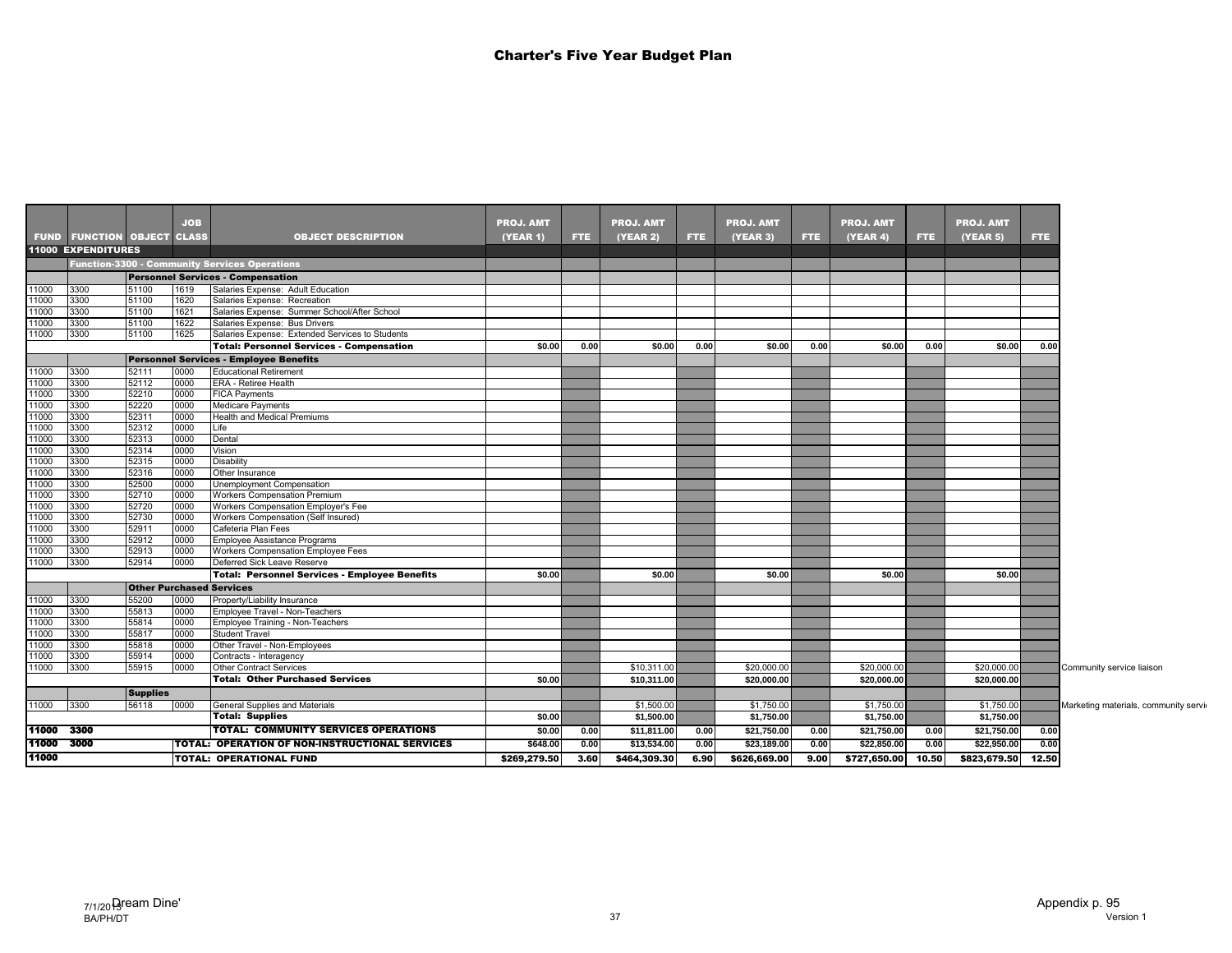# Charter's Five Year Budget Plan

| FUND | FUNCTION | OBJECT | JOB CLASS | OBJECT DESCRIPTION | PROJ. AMT (YEAR 1) | FTE | PROJ. AMT (YEAR 2) | FTE | PROJ. AMT (YEAR 3) | FTE | PROJ. AMT (YEAR 4) | FTE | PROJ. AMT (YEAR 5) | FTE | |
|---|---|---|---|---|---|---|---|---|---|---|---|---|---|---|---|
| **11000 EXPENDITURES** | | | | | | | | | | | | | | | |
| | **Function-3300 - Community Services Operations** | | | | | | | | | | | | | | |
| | | **Personnel Services - Compensation** | | | | | | | | | | | | | |
| 11000 | 3300 | 51100 | 1619 | Salaries Expense: Adult Education | | | | | | | | | | | |
| 11000 | 3300 | 51100 | 1620 | Salaries Expense: Recreation | | | | | | | | | | | |
| 11000 | 3300 | 51100 | 1621 | Salaries Expense: Summer School/After School | | | | | | | | | | | |
| 11000 | 3300 | 51100 | 1622 | Salaries Expense: Bus Drivers | | | | | | | | | | | |
| 11000 | 3300 | 51100 | 1625 | Salaries Expense: Extended Services to Students | | | | | | | | | | | |
| | | | | **Total: Personnel Services - Compensation** | $0.00 | 0.00 | $0.00 | 0.00 | $0.00 | 0.00 | $0.00 | 0.00 | $0.00 | 0.00 | |
| | | **Personnel Services - Employee Benefits** | | | | | | | | | | | | | |
| 11000 | 3300 | 52111 | 0000 | Educational Retirement | | | | | | | | | | | |
| 11000 | 3300 | 52112 | 0000 | ERA - Retiree Health | | | | | | | | | | | |
| 11000 | 3300 | 52210 | 0000 | FICA Payments | | | | | | | | | | | |
| 11000 | 3300 | 52220 | 0000 | Medicare Payments | | | | | | | | | | | |
| 11000 | 3300 | 52311 | 0000 | Health and Medical Premiums | | | | | | | | | | | |
| 11000 | 3300 | 52312 | 0000 | Life | | | | | | | | | | | |
| 11000 | 3300 | 52313 | 0000 | Dental | | | | | | | | | | | |
| 11000 | 3300 | 52314 | 0000 | Vision | | | | | | | | | | | |
| 11000 | 3300 | 52315 | 0000 | Disability | | | | | | | | | | | |
| 11000 | 3300 | 52316 | 0000 | Other Insurance | | | | | | | | | | | |
| 11000 | 3300 | 52500 | 0000 | Unemployment Compensation | | | | | | | | | | | |
| 11000 | 3300 | 52710 | 0000 | Workers Compensation Premium | | | | | | | | | | | |
| 11000 | 3300 | 52720 | 0000 | Workers Compensation Employer's Fee | | | | | | | | | | | |
| 11000 | 3300 | 52730 | 0000 | Workers Compensation (Self Insured) | | | | | | | | | | | |
| 11000 | 3300 | 52911 | 0000 | Cafeteria Plan Fees | | | | | | | | | | | |
| 11000 | 3300 | 52912 | 0000 | Employee Assistance Programs | | | | | | | | | | | |
| 11000 | 3300 | 52913 | 0000 | Workers Compensation Employee Fees | | | | | | | | | | | |
| 11000 | 3300 | 52914 | 0000 | Deferred Sick Leave Reserve | | | | | | | | | | | |
| | | | | **Total: Personnel Services - Employee Benefits** | $0.00 | | $0.00 | | $0.00 | | $0.00 | | $0.00 | | |
| | | **Other Purchased Services** | | | | | | | | | | | | | |
| 11000 | 3300 | 55200 | 0000 | Property/Liability Insurance | | | | | | | | | | | |
| 11000 | 3300 | 55813 | 0000 | Employee Travel - Non-Teachers | | | | | | | | | | | |
| 11000 | 3300 | 55814 | 0000 | Employee Training - Non-Teachers | | | | | | | | | | | |
| 11000 | 3300 | 55817 | 0000 | Student Travel | | | | | | | | | | | |
| 11000 | 3300 | 55818 | 0000 | Other Travel - Non-Employees | | | | | | | | | | | |
| 11000 | 3300 | 55914 | 0000 | Contracts - Interagency | | | | | | | | | | | |
| 11000 | 3300 | 55915 | 0000 | Other Contract Services | | | $10,311.00 | | $20,000.00 | | $20,000.00 | | $20,000.00 | | Community service liaison |
| | | | | **Total: Other Purchased Services** | $0.00 | | $10,311.00 | | $20,000.00 | | $20,000.00 | | $20,000.00 | | |
| | | **Supplies** | | | | | | | | | | | | | |
| 11000 | 3300 | 56118 | 0000 | General Supplies and Materials | | | $1,500.00 | | $1,750.00 | | $1,750.00 | | $1,750.00 | | Marketing materials, community servi |
| | | | | **Total: Supplies** | $0.00 | | $1,500.00 | | $1,750.00 | | $1,750.00 | | $1,750.00 | | |
| **11000** | **3300** | | | **TOTAL: COMMUNITY SERVICES OPERATIONS** | $0.00 | 0.00 | $11,811.00 | 0.00 | $21,750.00 | 0.00 | $21,750.00 | 0.00 | $21,750.00 | 0.00 | |
| **11000** | **3000** | | | **TOTAL: OPERATION OF NON-INSTRUCTIONAL SERVICES** | $648.00 | 0.00 | $13,534.00 | 0.00 | $23,189.00 | 0.00 | $22,850.00 | 0.00 | $22,950.00 | 0.00 | |
| **11000** | | | | **TOTAL: OPERATIONAL FUND** | $269,279.50 | 3.60 | $464,309.30 | 6.90 | $626,669.00 | 9.00 | $727,650.00 | 10.50 | $823,679.50 | 12.50 | |

7/1/2013 Dream Dine'
BA/PH/DT

Appendix p. 95
Version 1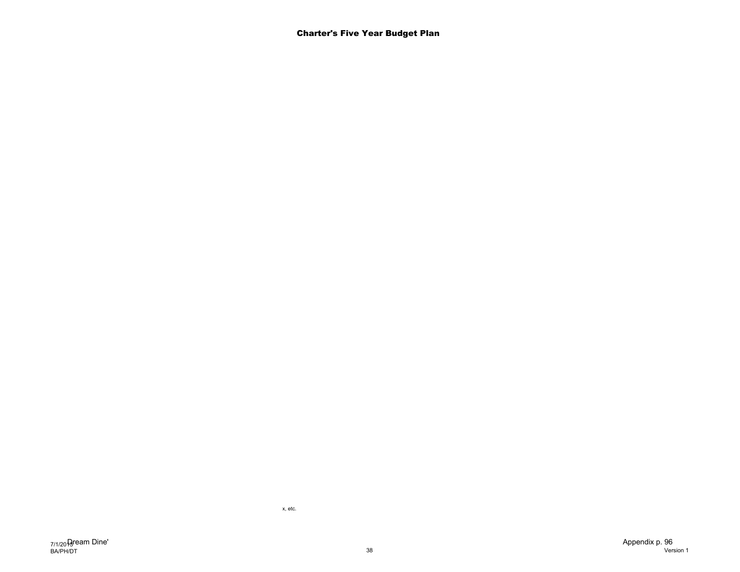# Charter's Five Year Budget Plan

x, etc.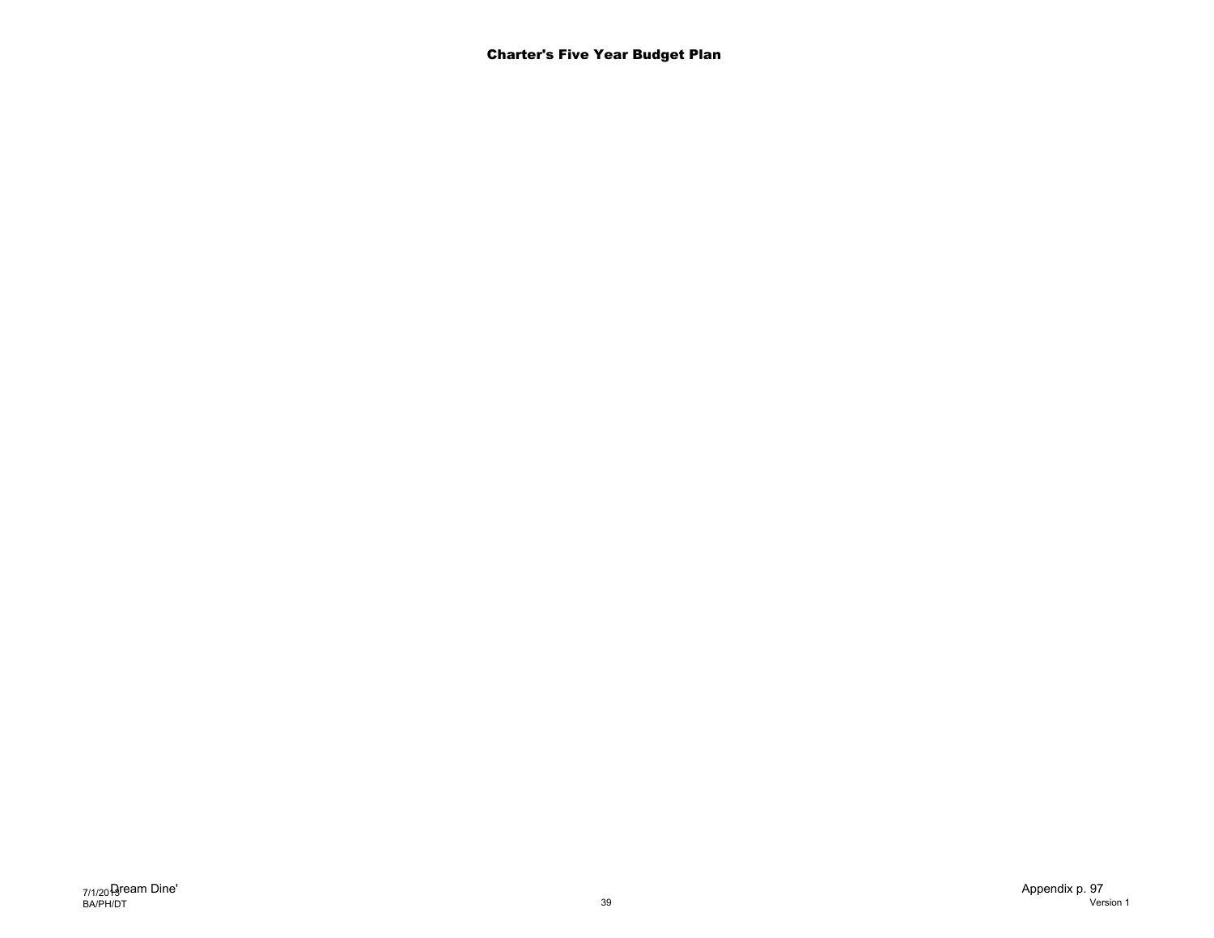**Charter's Five Year Budget Plan**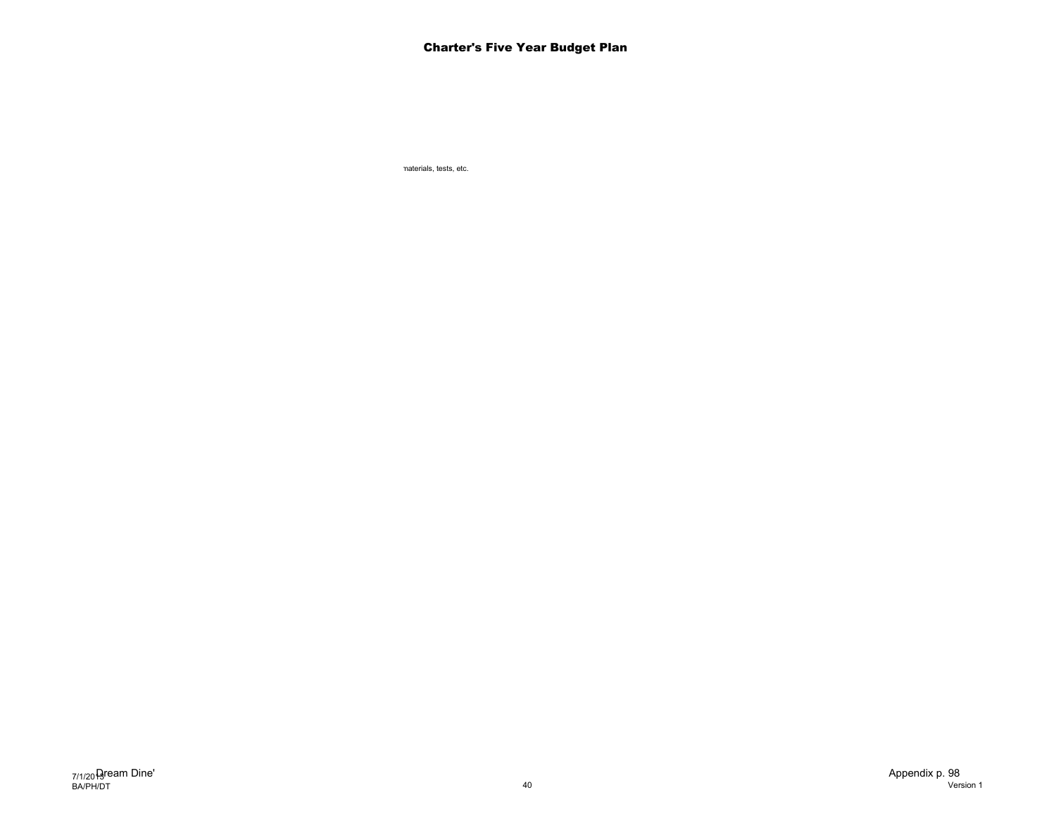# Charter's Five Year Budget Plan

materials, tests, etc.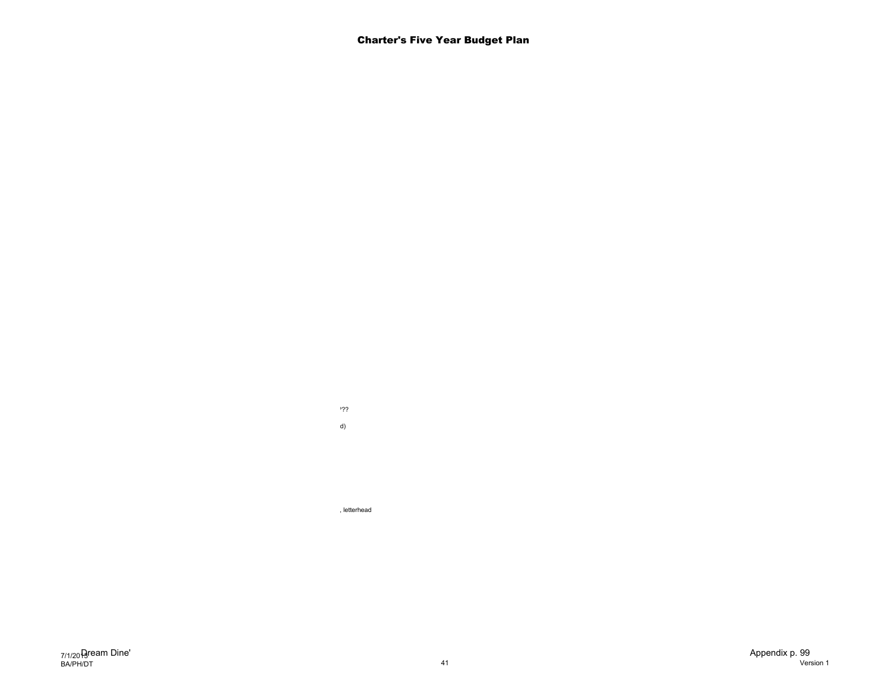## Charter's Five Year Budget Plan

'??

d)

, letterhead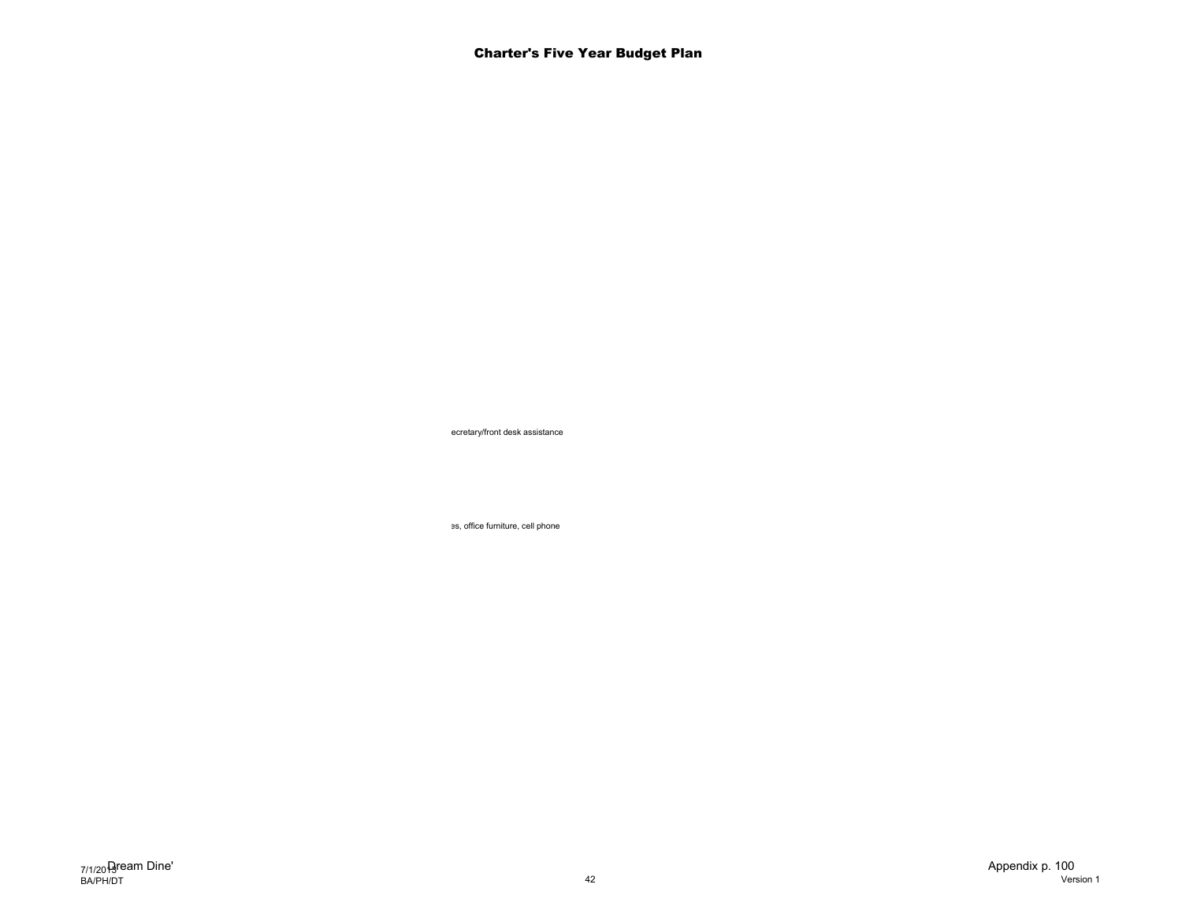# Charter's Five Year Budget Plan

ecretary/front desk assistance

es, office furniture, cell phone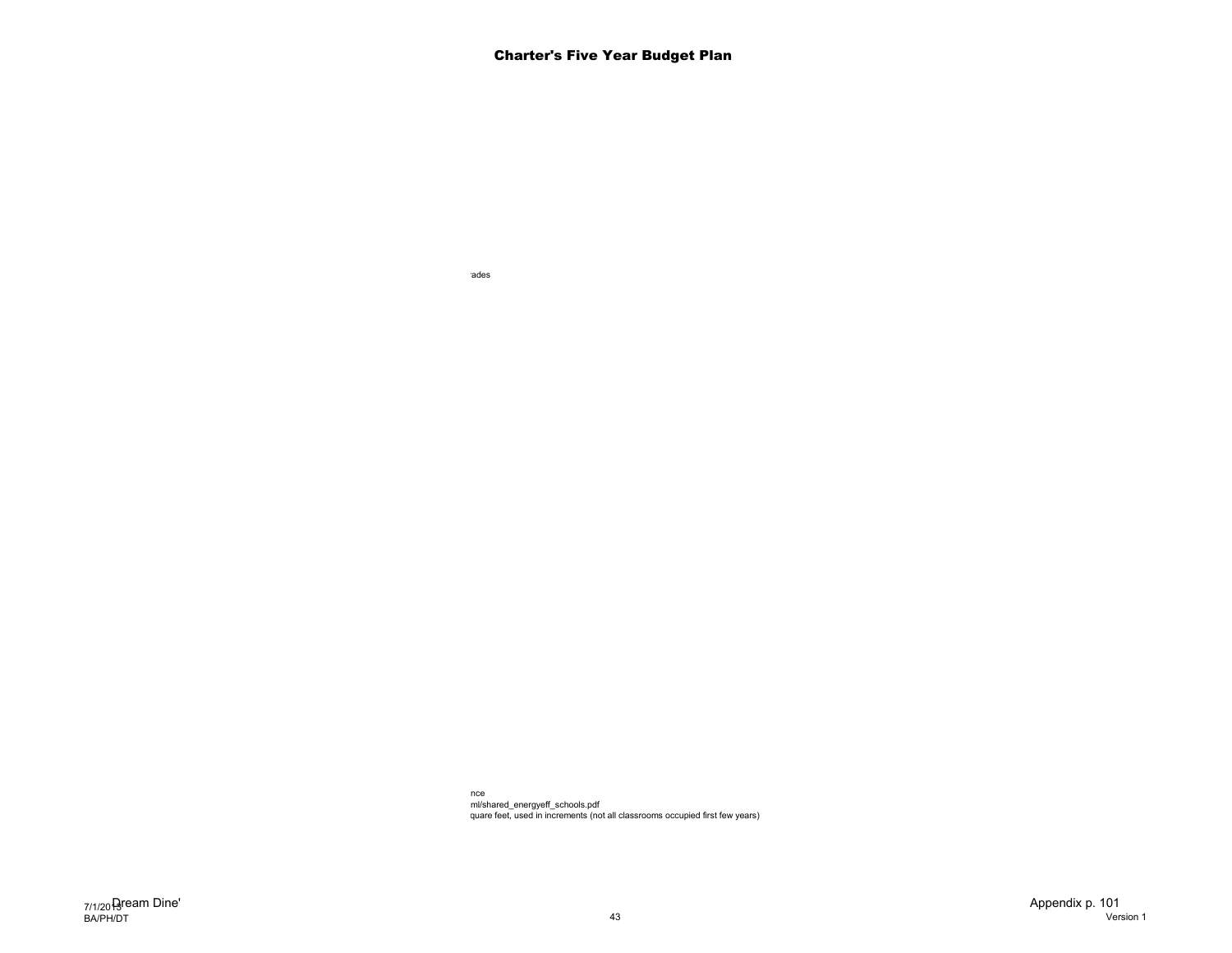# Charter's Five Year Budget Plan

rades

nce
ml/shared_energyeff_schools.pdf
quare feet, used in increments (not all classrooms occupied first few years)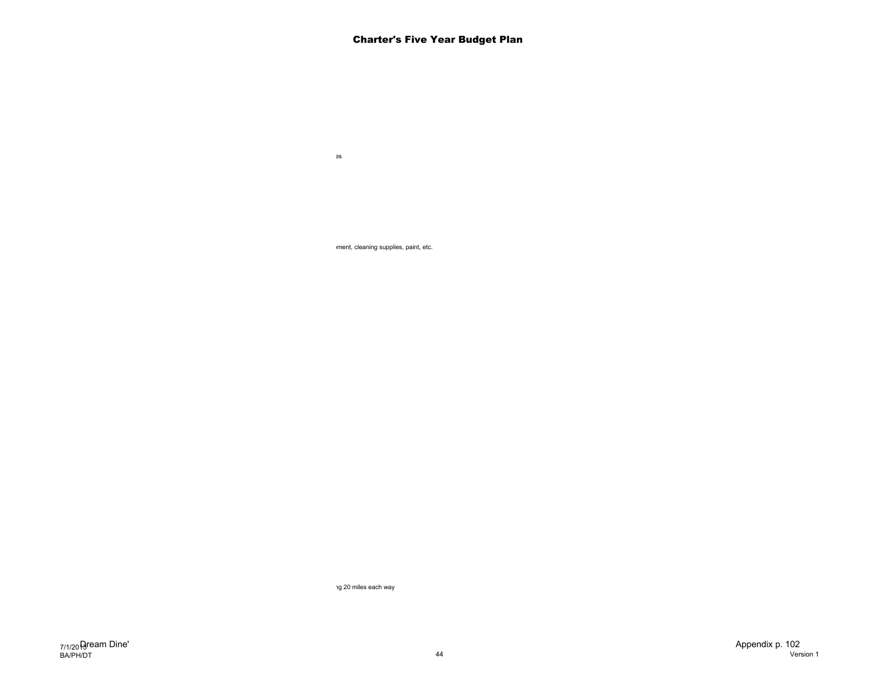# Charter's Five Year Budget Plan

es

ment, cleaning supplies, paint, etc.

ng 20 miles each way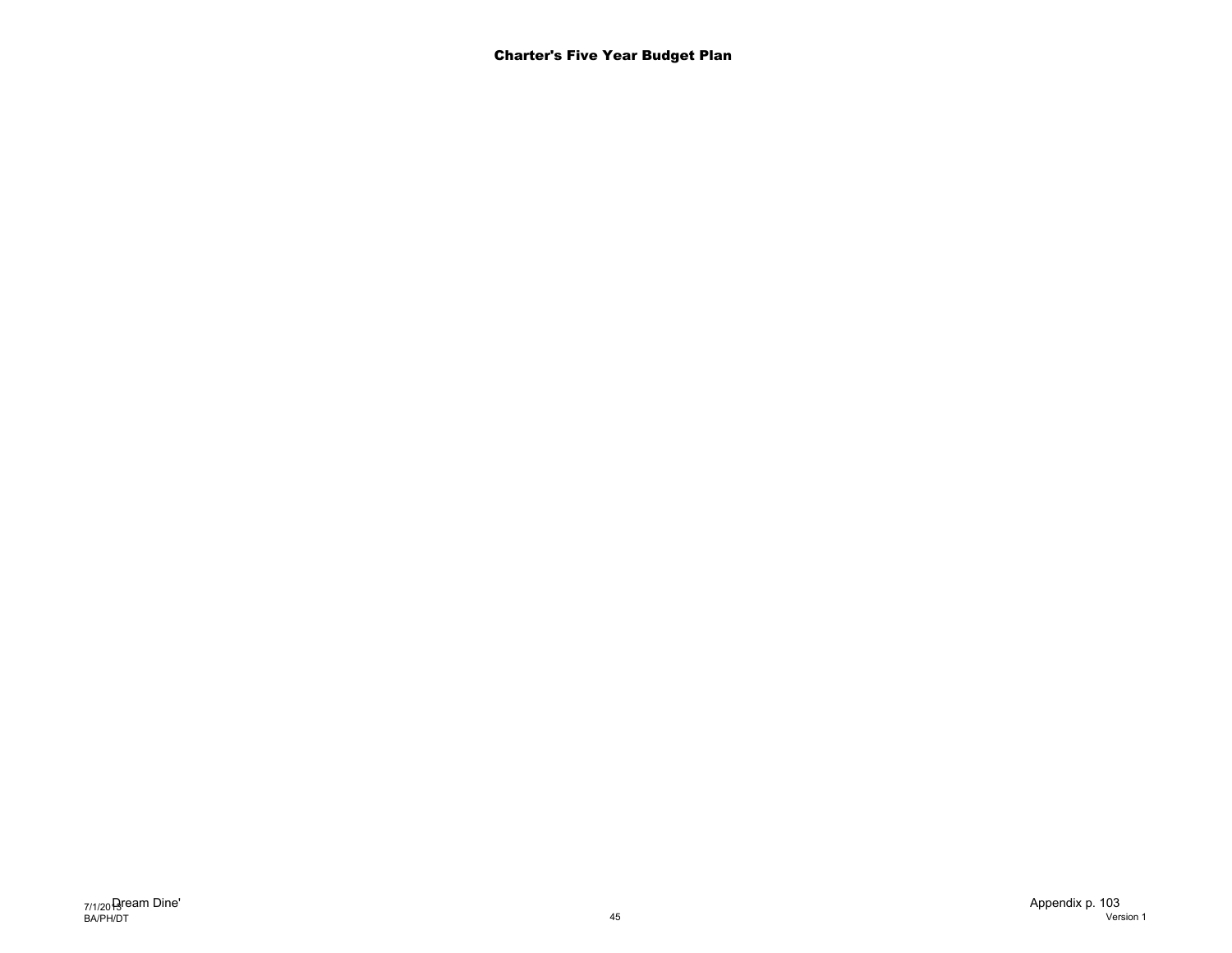# Charter's Five Year Budget Plan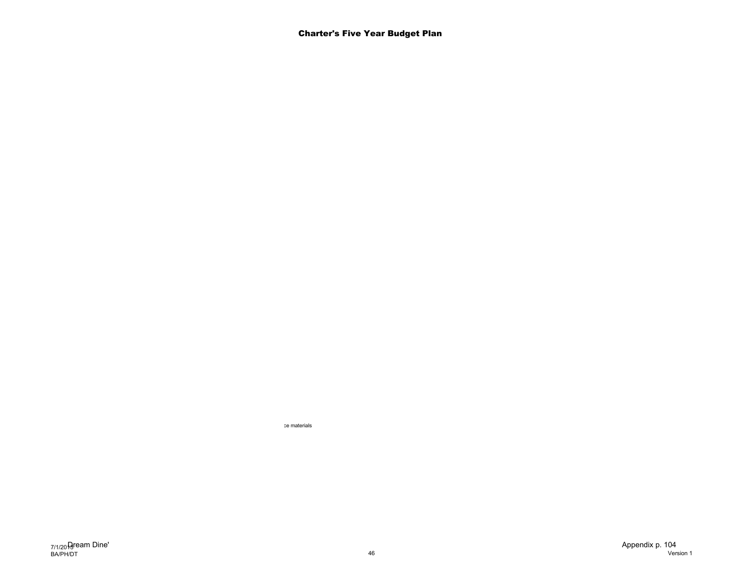# Charter's Five Year Budget Plan

ce materials